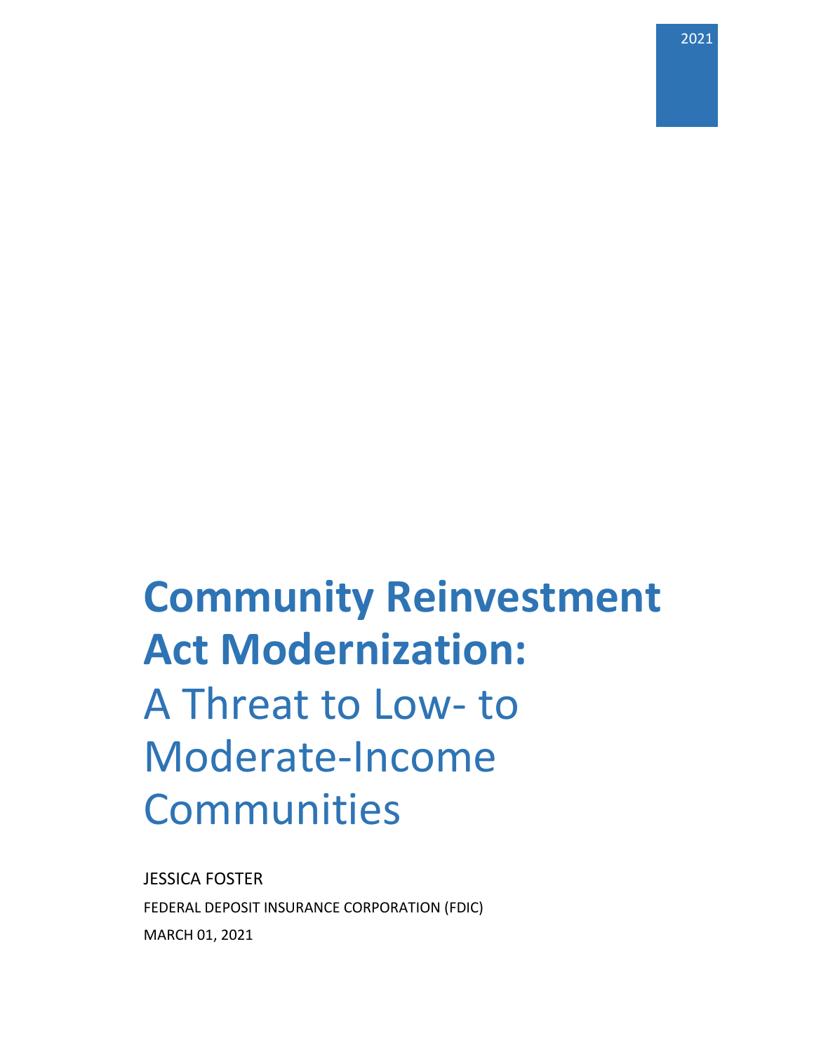2021

# Community Reinvestment Act Modernization:

A Threat to Low- to Moderate-Income Communities

JESSICA FOSTER

FEDERAL DEPOSIT INSURANCE CORPORATION (FDIC)

MARCH 01, 2021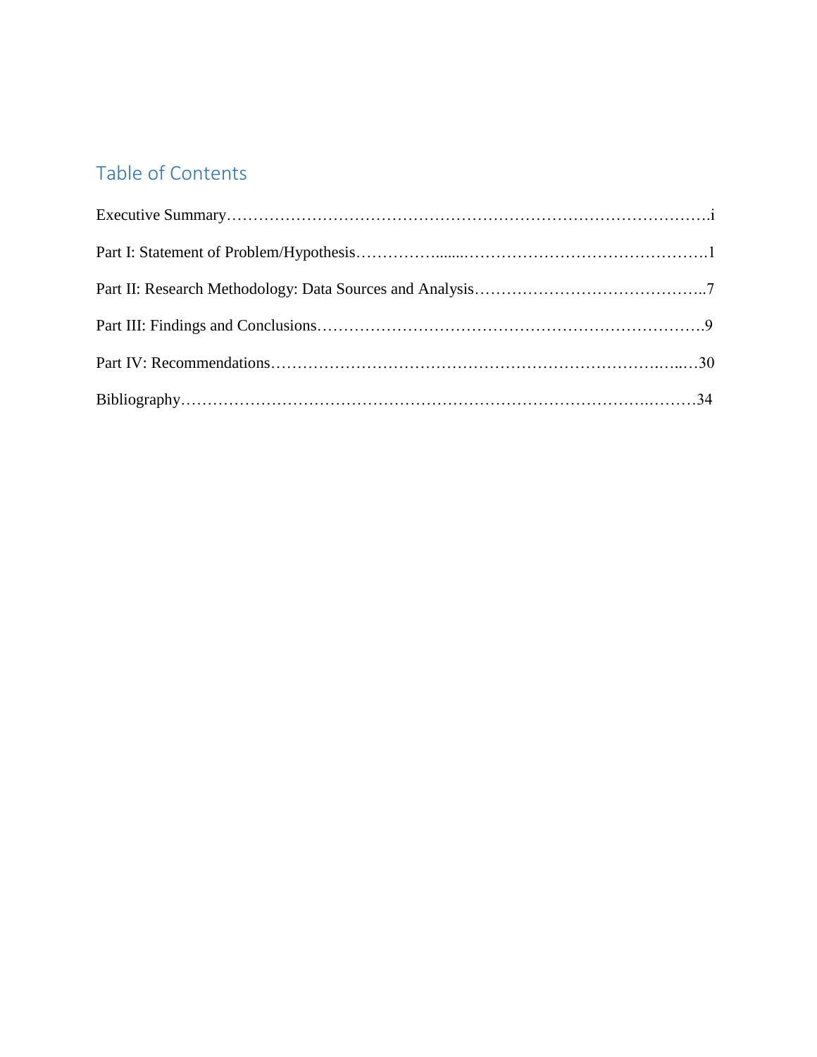## Table of Contents

Executive Summary……………………………………………………………………………….i

Part I: Statement of Problem/Hypothesis…………….......………………………………………1

Part II: Research Methodology: Data Sources and Analysis……………………………………..7

Part III: Findings and Conclusions……………………………………………………………….9

Part IV: Recommendations……………………………………………………………….…...…30

Bibliography…………………………………………………………………………….………34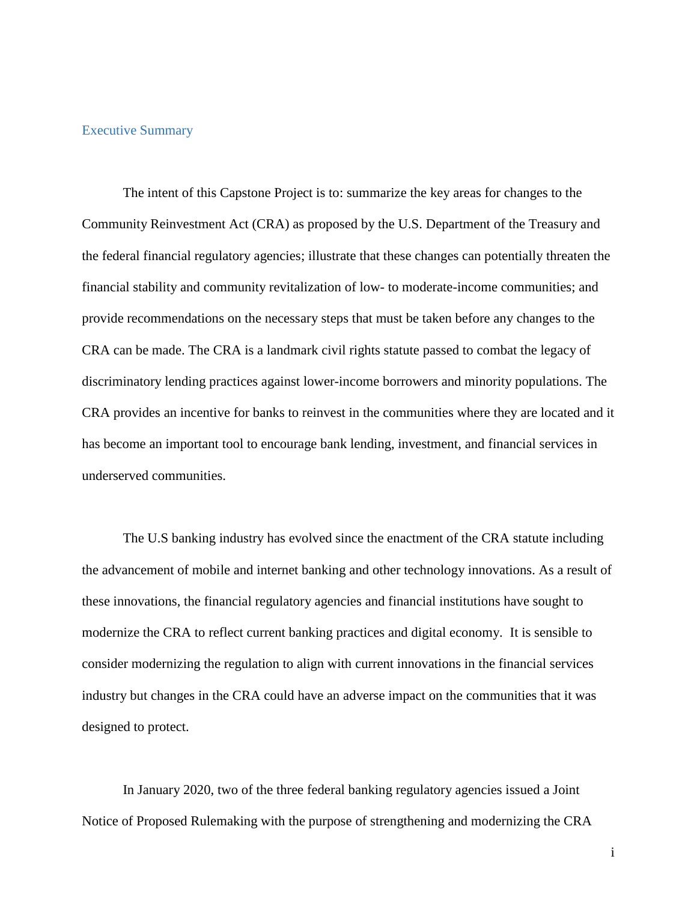## Executive Summary

The intent of this Capstone Project is to: summarize the key areas for changes to the Community Reinvestment Act (CRA) as proposed by the U.S. Department of the Treasury and the federal financial regulatory agencies; illustrate that these changes can potentially threaten the financial stability and community revitalization of low- to moderate-income communities; and provide recommendations on the necessary steps that must be taken before any changes to the CRA can be made. The CRA is a landmark civil rights statute passed to combat the legacy of discriminatory lending practices against lower-income borrowers and minority populations. The CRA provides an incentive for banks to reinvest in the communities where they are located and it has become an important tool to encourage bank lending, investment, and financial services in underserved communities.

The U.S banking industry has evolved since the enactment of the CRA statute including the advancement of mobile and internet banking and other technology innovations. As a result of these innovations, the financial regulatory agencies and financial institutions have sought to modernize the CRA to reflect current banking practices and digital economy. It is sensible to consider modernizing the regulation to align with current innovations in the financial services industry but changes in the CRA could have an adverse impact on the communities that it was designed to protect.

In January 2020, two of the three federal banking regulatory agencies issued a Joint Notice of Proposed Rulemaking with the purpose of strengthening and modernizing the CRA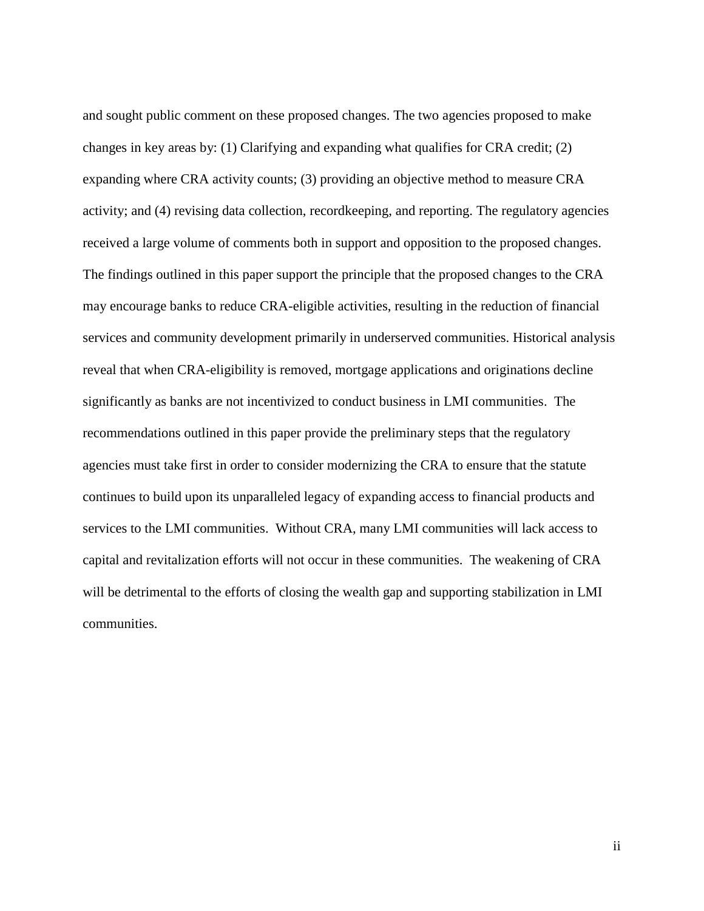and sought public comment on these proposed changes. The two agencies proposed to make changes in key areas by: (1) Clarifying and expanding what qualifies for CRA credit; (2) expanding where CRA activity counts; (3) providing an objective method to measure CRA activity; and (4) revising data collection, recordkeeping, and reporting. The regulatory agencies received a large volume of comments both in support and opposition to the proposed changes. The findings outlined in this paper support the principle that the proposed changes to the CRA may encourage banks to reduce CRA-eligible activities, resulting in the reduction of financial services and community development primarily in underserved communities. Historical analysis reveal that when CRA-eligibility is removed, mortgage applications and originations decline significantly as banks are not incentivized to conduct business in LMI communities. The recommendations outlined in this paper provide the preliminary steps that the regulatory agencies must take first in order to consider modernizing the CRA to ensure that the statute continues to build upon its unparalleled legacy of expanding access to financial products and services to the LMI communities. Without CRA, many LMI communities will lack access to capital and revitalization efforts will not occur in these communities. The weakening of CRA will be detrimental to the efforts of closing the wealth gap and supporting stabilization in LMI communities.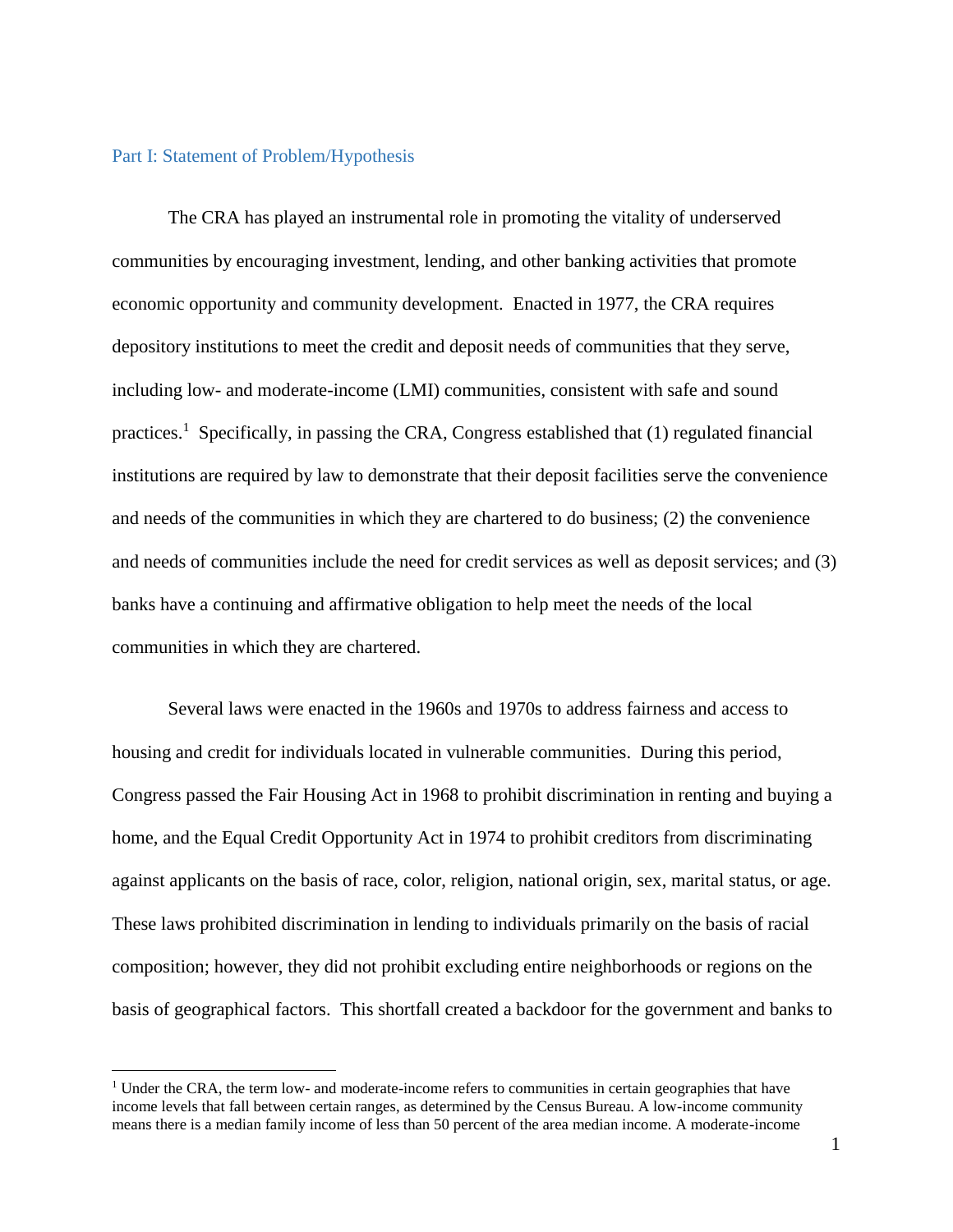## Part I: Statement of Problem/Hypothesis

The CRA has played an instrumental role in promoting the vitality of underserved communities by encouraging investment, lending, and other banking activities that promote economic opportunity and community development. Enacted in 1977, the CRA requires depository institutions to meet the credit and deposit needs of communities that they serve, including low- and moderate-income (LMI) communities, consistent with safe and sound practices.[1] Specifically, in passing the CRA, Congress established that (1) regulated financial institutions are required by law to demonstrate that their deposit facilities serve the convenience and needs of the communities in which they are chartered to do business; (2) the convenience and needs of communities include the need for credit services as well as deposit services; and (3) banks have a continuing and affirmative obligation to help meet the needs of the local communities in which they are chartered.

Several laws were enacted in the 1960s and 1970s to address fairness and access to housing and credit for individuals located in vulnerable communities. During this period, Congress passed the Fair Housing Act in 1968 to prohibit discrimination in renting and buying a home, and the Equal Credit Opportunity Act in 1974 to prohibit creditors from discriminating against applicants on the basis of race, color, religion, national origin, sex, marital status, or age. These laws prohibited discrimination in lending to individuals primarily on the basis of racial composition; however, they did not prohibit excluding entire neighborhoods or regions on the basis of geographical factors. This shortfall created a backdoor for the government and banks to

[1] Under the CRA, the term low- and moderate-income refers to communities in certain geographies that have income levels that fall between certain ranges, as determined by the Census Bureau. A low-income community means there is a median family income of less than 50 percent of the area median income. A moderate-income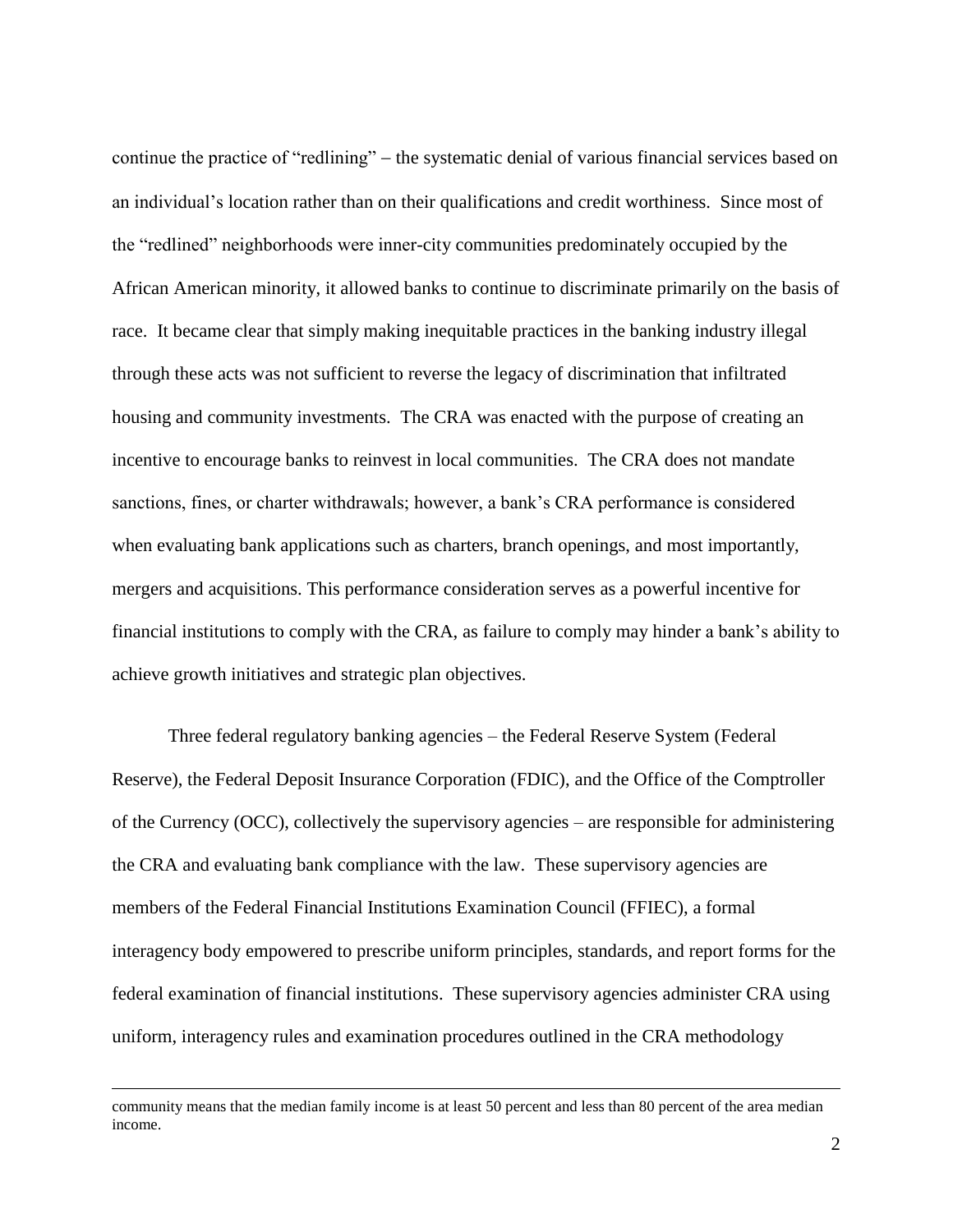continue the practice of "redlining" – the systematic denial of various financial services based on an individual's location rather than on their qualifications and credit worthiness. Since most of the "redlined" neighborhoods were inner-city communities predominately occupied by the African American minority, it allowed banks to continue to discriminate primarily on the basis of race. It became clear that simply making inequitable practices in the banking industry illegal through these acts was not sufficient to reverse the legacy of discrimination that infiltrated housing and community investments. The CRA was enacted with the purpose of creating an incentive to encourage banks to reinvest in local communities. The CRA does not mandate sanctions, fines, or charter withdrawals; however, a bank's CRA performance is considered when evaluating bank applications such as charters, branch openings, and most importantly, mergers and acquisitions. This performance consideration serves as a powerful incentive for financial institutions to comply with the CRA, as failure to comply may hinder a bank's ability to achieve growth initiatives and strategic plan objectives.

Three federal regulatory banking agencies – the Federal Reserve System (Federal Reserve), the Federal Deposit Insurance Corporation (FDIC), and the Office of the Comptroller of the Currency (OCC), collectively the supervisory agencies – are responsible for administering the CRA and evaluating bank compliance with the law. These supervisory agencies are members of the Federal Financial Institutions Examination Council (FFIEC), a formal interagency body empowered to prescribe uniform principles, standards, and report forms for the federal examination of financial institutions. These supervisory agencies administer CRA using uniform, interagency rules and examination procedures outlined in the CRA methodology

---

community means that the median family income is at least 50 percent and less than 80 percent of the area median income.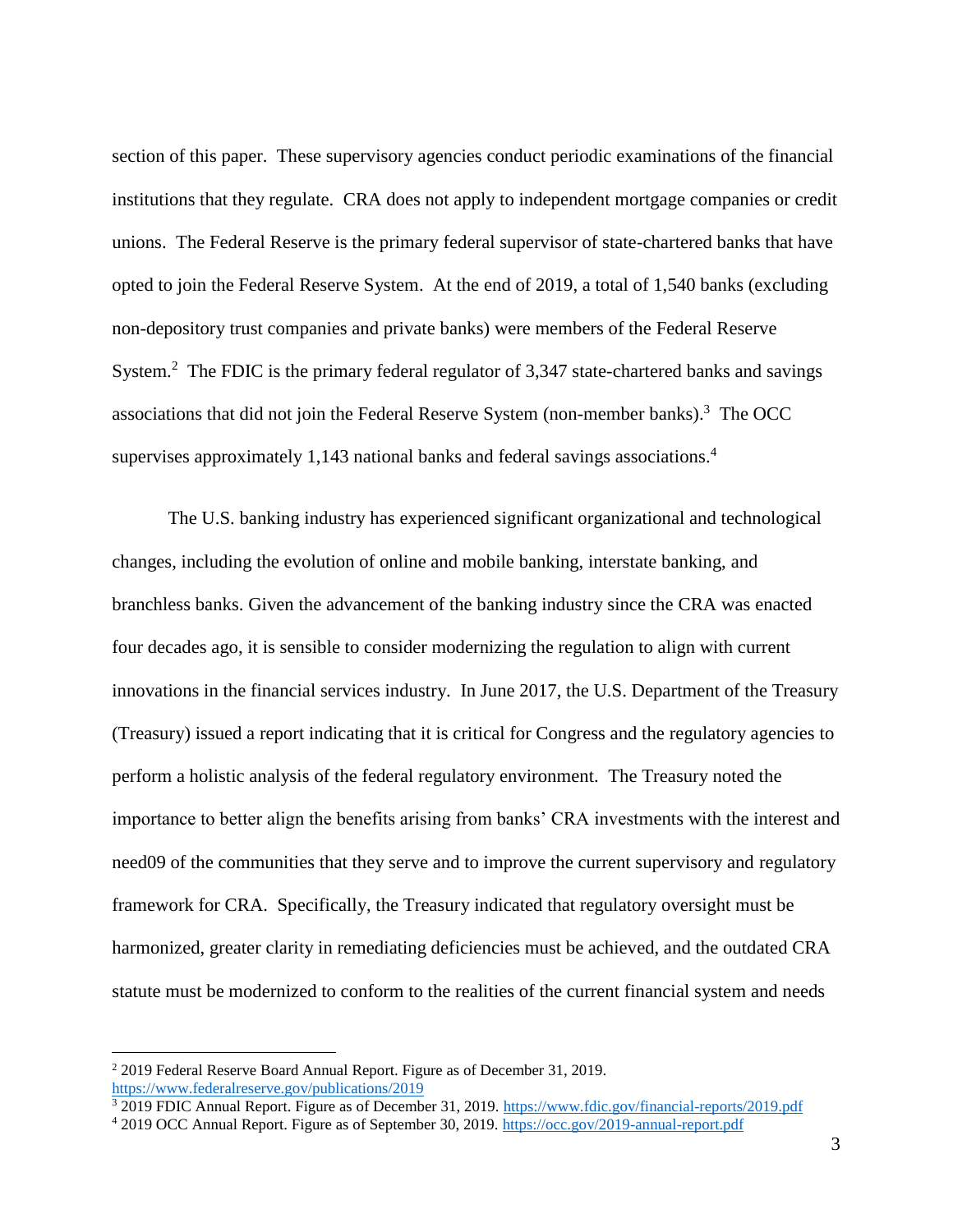section of this paper. These supervisory agencies conduct periodic examinations of the financial institutions that they regulate. CRA does not apply to independent mortgage companies or credit unions. The Federal Reserve is the primary federal supervisor of state-chartered banks that have opted to join the Federal Reserve System. At the end of 2019, a total of 1,540 banks (excluding non-depository trust companies and private banks) were members of the Federal Reserve System.[2] The FDIC is the primary federal regulator of 3,347 state-chartered banks and savings associations that did not join the Federal Reserve System (non-member banks).[3] The OCC supervises approximately 1,143 national banks and federal savings associations.[4]

The U.S. banking industry has experienced significant organizational and technological changes, including the evolution of online and mobile banking, interstate banking, and branchless banks. Given the advancement of the banking industry since the CRA was enacted four decades ago, it is sensible to consider modernizing the regulation to align with current innovations in the financial services industry. In June 2017, the U.S. Department of the Treasury (Treasury) issued a report indicating that it is critical for Congress and the regulatory agencies to perform a holistic analysis of the federal regulatory environment. The Treasury noted the importance to better align the benefits arising from banks' CRA investments with the interest and need09 of the communities that they serve and to improve the current supervisory and regulatory framework for CRA. Specifically, the Treasury indicated that regulatory oversight must be harmonized, greater clarity in remediating deficiencies must be achieved, and the outdated CRA statute must be modernized to conform to the realities of the current financial system and needs

---

[2] 2019 Federal Reserve Board Annual Report. Figure as of December 31, 2019. https://www.federalreserve.gov/publications/2019

[3] 2019 FDIC Annual Report. Figure as of December 31, 2019. https://www.fdic.gov/financial-reports/2019.pdf

[4] 2019 OCC Annual Report. Figure as of September 30, 2019. https://occ.gov/2019-annual-report.pdf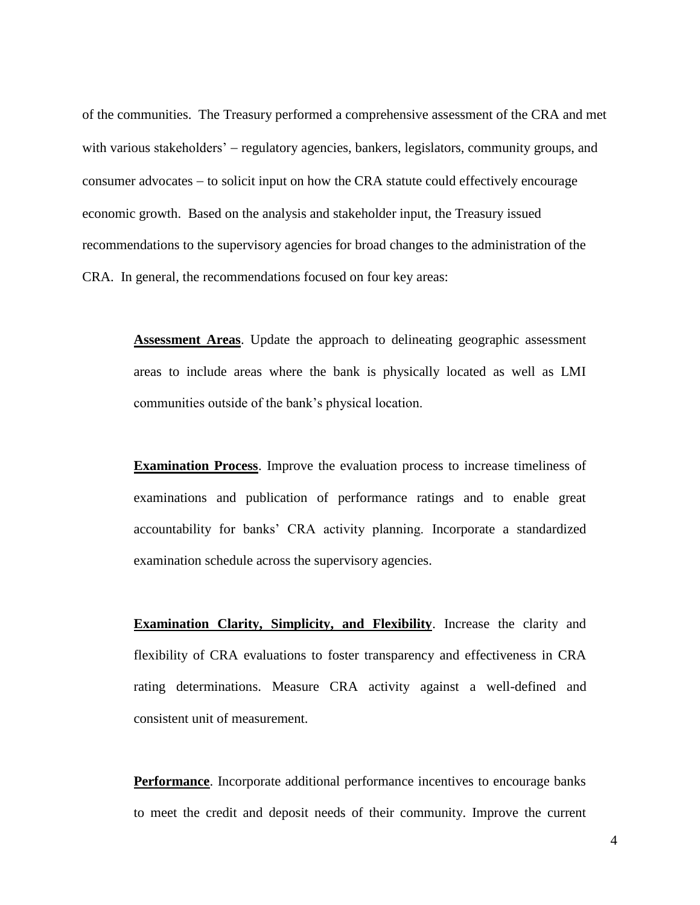of the communities. The Treasury performed a comprehensive assessment of the CRA and met with various stakeholders' – regulatory agencies, bankers, legislators, community groups, and consumer advocates – to solicit input on how the CRA statute could effectively encourage economic growth. Based on the analysis and stakeholder input, the Treasury issued recommendations to the supervisory agencies for broad changes to the administration of the CRA. In general, the recommendations focused on four key areas:

> **Assessment Areas**. Update the approach to delineating geographic assessment areas to include areas where the bank is physically located as well as LMI communities outside of the bank's physical location.

> **Examination Process**. Improve the evaluation process to increase timeliness of examinations and publication of performance ratings and to enable great accountability for banks' CRA activity planning. Incorporate a standardized examination schedule across the supervisory agencies.

> **Examination Clarity, Simplicity, and Flexibility**. Increase the clarity and flexibility of CRA evaluations to foster transparency and effectiveness in CRA rating determinations. Measure CRA activity against a well-defined and consistent unit of measurement.

> **Performance**. Incorporate additional performance incentives to encourage banks to meet the credit and deposit needs of their community. Improve the current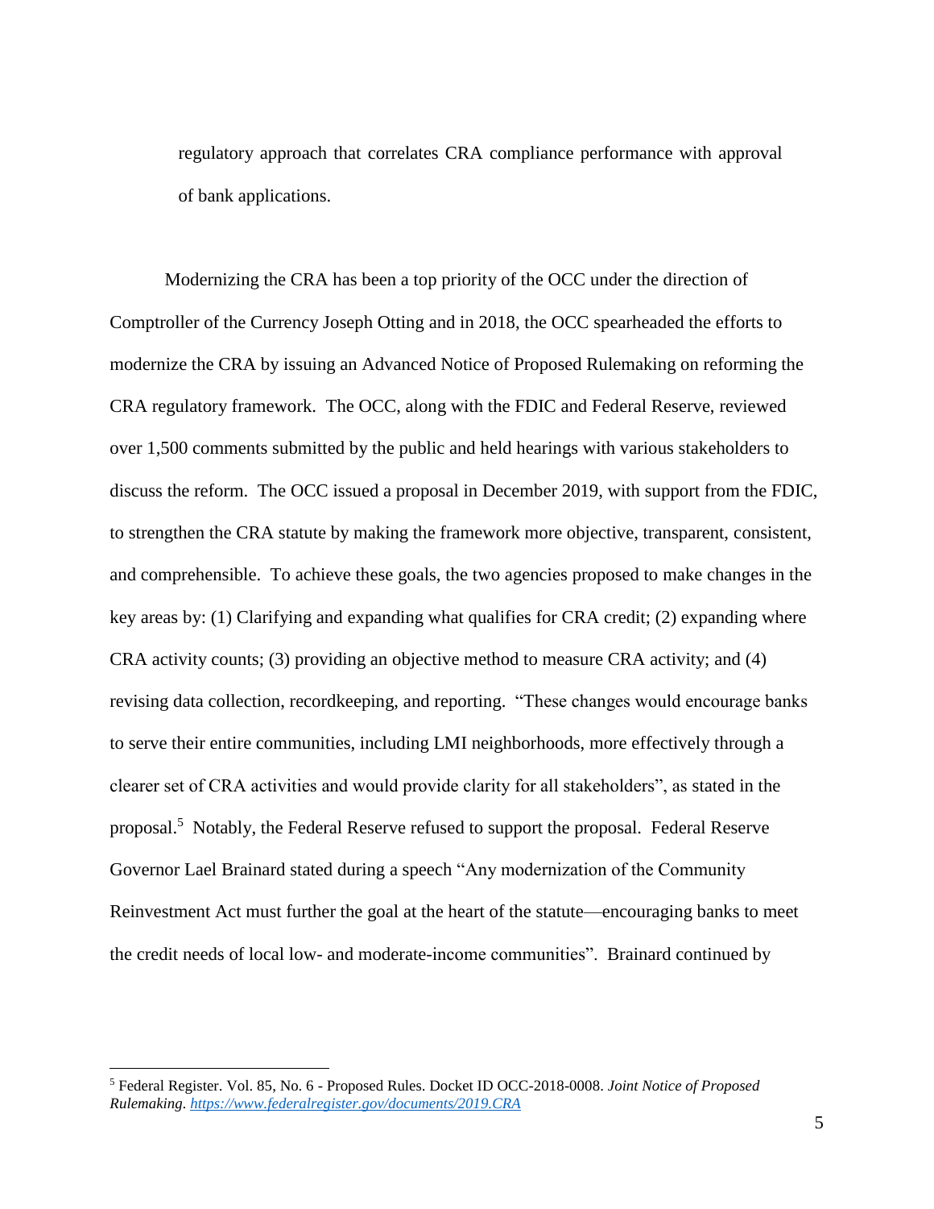regulatory approach that correlates CRA compliance performance with approval of bank applications.

Modernizing the CRA has been a top priority of the OCC under the direction of Comptroller of the Currency Joseph Otting and in 2018, the OCC spearheaded the efforts to modernize the CRA by issuing an Advanced Notice of Proposed Rulemaking on reforming the CRA regulatory framework. The OCC, along with the FDIC and Federal Reserve, reviewed over 1,500 comments submitted by the public and held hearings with various stakeholders to discuss the reform. The OCC issued a proposal in December 2019, with support from the FDIC, to strengthen the CRA statute by making the framework more objective, transparent, consistent, and comprehensible. To achieve these goals, the two agencies proposed to make changes in the key areas by: (1) Clarifying and expanding what qualifies for CRA credit; (2) expanding where CRA activity counts; (3) providing an objective method to measure CRA activity; and (4) revising data collection, recordkeeping, and reporting. "These changes would encourage banks to serve their entire communities, including LMI neighborhoods, more effectively through a clearer set of CRA activities and would provide clarity for all stakeholders", as stated in the proposal.[5] Notably, the Federal Reserve refused to support the proposal. Federal Reserve Governor Lael Brainard stated during a speech "Any modernization of the Community Reinvestment Act must further the goal at the heart of the statute—encouraging banks to meet the credit needs of local low- and moderate-income communities". Brainard continued by

---

[5] Federal Register. Vol. 85, No. 6 - Proposed Rules. Docket ID OCC-2018-0008. *Joint Notice of Proposed Rulemaking*. [https://www.federalregister.gov/documents/2019.CRA](https://www.federalregister.gov/documents/2019.CRA)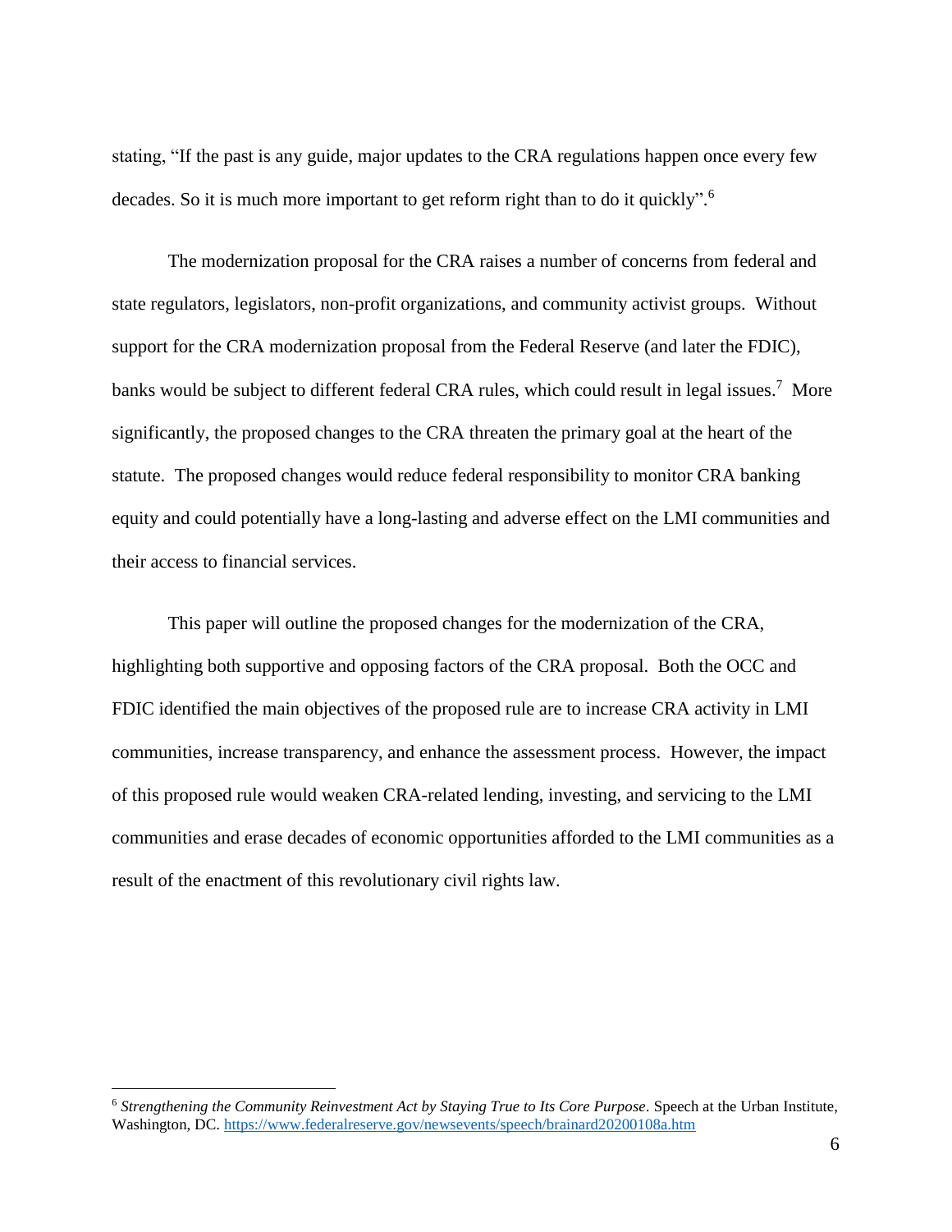stating, "If the past is any guide, major updates to the CRA regulations happen once every few decades. So it is much more important to get reform right than to do it quickly".[6]

The modernization proposal for the CRA raises a number of concerns from federal and state regulators, legislators, non-profit organizations, and community activist groups. Without support for the CRA modernization proposal from the Federal Reserve (and later the FDIC), banks would be subject to different federal CRA rules, which could result in legal issues.[7] More significantly, the proposed changes to the CRA threaten the primary goal at the heart of the statute. The proposed changes would reduce federal responsibility to monitor CRA banking equity and could potentially have a long-lasting and adverse effect on the LMI communities and their access to financial services.

This paper will outline the proposed changes for the modernization of the CRA, highlighting both supportive and opposing factors of the CRA proposal. Both the OCC and FDIC identified the main objectives of the proposed rule are to increase CRA activity in LMI communities, increase transparency, and enhance the assessment process. However, the impact of this proposed rule would weaken CRA-related lending, investing, and servicing to the LMI communities and erase decades of economic opportunities afforded to the LMI communities as a result of the enactment of this revolutionary civil rights law.

---

[6] *Strengthening the Community Reinvestment Act by Staying True to Its Core Purpose*. Speech at the Urban Institute, Washington, DC. https://www.federalreserve.gov/newsevents/speech/brainard20200108a.htm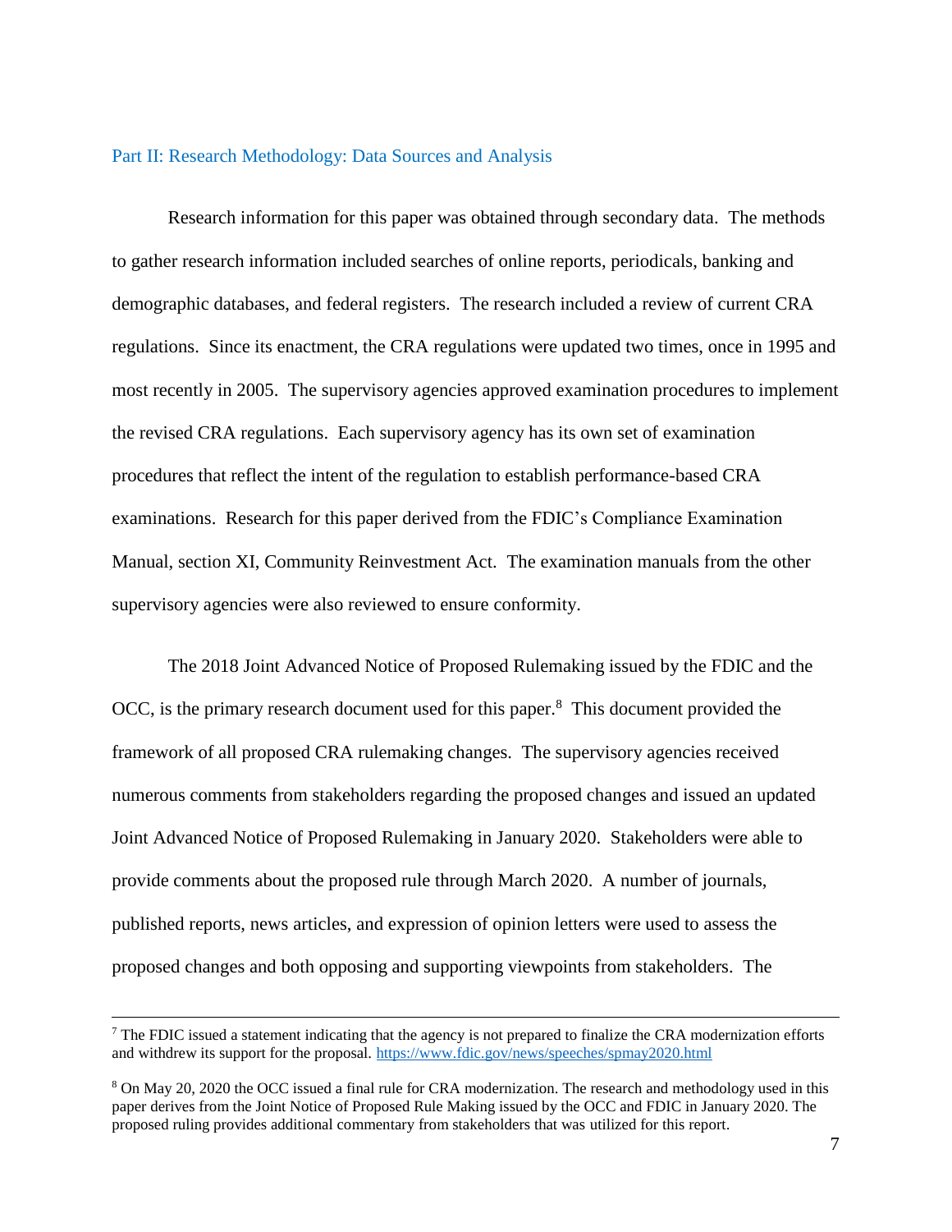## Part II: Research Methodology: Data Sources and Analysis

Research information for this paper was obtained through secondary data. The methods to gather research information included searches of online reports, periodicals, banking and demographic databases, and federal registers. The research included a review of current CRA regulations. Since its enactment, the CRA regulations were updated two times, once in 1995 and most recently in 2005. The supervisory agencies approved examination procedures to implement the revised CRA regulations. Each supervisory agency has its own set of examination procedures that reflect the intent of the regulation to establish performance-based CRA examinations. Research for this paper derived from the FDIC's Compliance Examination Manual, section XI, Community Reinvestment Act. The examination manuals from the other supervisory agencies were also reviewed to ensure conformity.

The 2018 Joint Advanced Notice of Proposed Rulemaking issued by the FDIC and the OCC, is the primary research document used for this paper.[8] This document provided the framework of all proposed CRA rulemaking changes. The supervisory agencies received numerous comments from stakeholders regarding the proposed changes and issued an updated Joint Advanced Notice of Proposed Rulemaking in January 2020. Stakeholders were able to provide comments about the proposed rule through March 2020. A number of journals, published reports, news articles, and expression of opinion letters were used to assess the proposed changes and both opposing and supporting viewpoints from stakeholders. The

---

[7] The FDIC issued a statement indicating that the agency is not prepared to finalize the CRA modernization efforts and withdrew its support for the proposal. https://www.fdic.gov/news/speeches/spmay2020.html

[8] On May 20, 2020 the OCC issued a final rule for CRA modernization. The research and methodology used in this paper derives from the Joint Notice of Proposed Rule Making issued by the OCC and FDIC in January 2020. The proposed ruling provides additional commentary from stakeholders that was utilized for this report.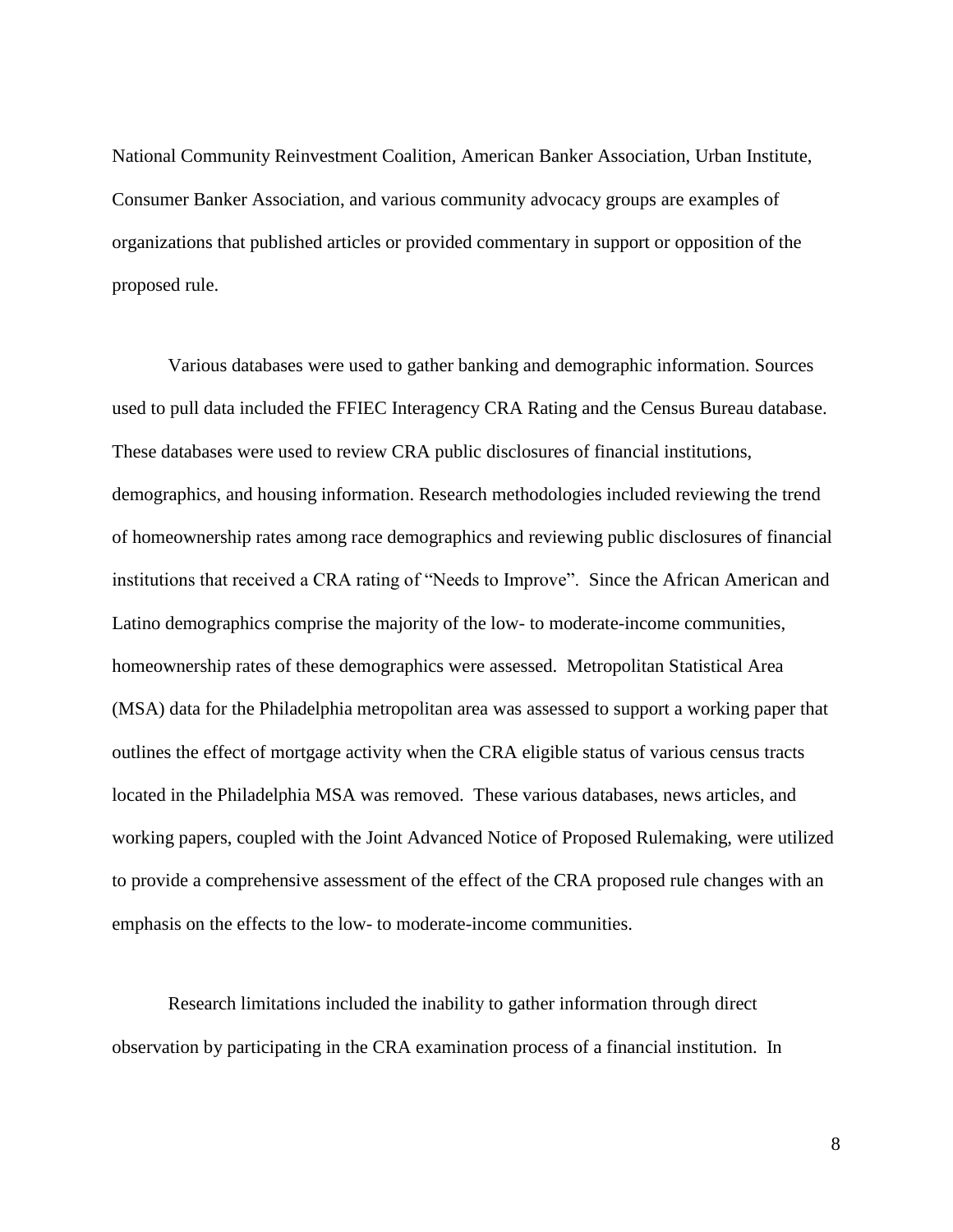National Community Reinvestment Coalition, American Banker Association, Urban Institute, Consumer Banker Association, and various community advocacy groups are examples of organizations that published articles or provided commentary in support or opposition of the proposed rule.

Various databases were used to gather banking and demographic information. Sources used to pull data included the FFIEC Interagency CRA Rating and the Census Bureau database. These databases were used to review CRA public disclosures of financial institutions, demographics, and housing information. Research methodologies included reviewing the trend of homeownership rates among race demographics and reviewing public disclosures of financial institutions that received a CRA rating of "Needs to Improve". Since the African American and Latino demographics comprise the majority of the low- to moderate-income communities, homeownership rates of these demographics were assessed. Metropolitan Statistical Area (MSA) data for the Philadelphia metropolitan area was assessed to support a working paper that outlines the effect of mortgage activity when the CRA eligible status of various census tracts located in the Philadelphia MSA was removed. These various databases, news articles, and working papers, coupled with the Joint Advanced Notice of Proposed Rulemaking, were utilized to provide a comprehensive assessment of the effect of the CRA proposed rule changes with an emphasis on the effects to the low- to moderate-income communities.

Research limitations included the inability to gather information through direct observation by participating in the CRA examination process of a financial institution. In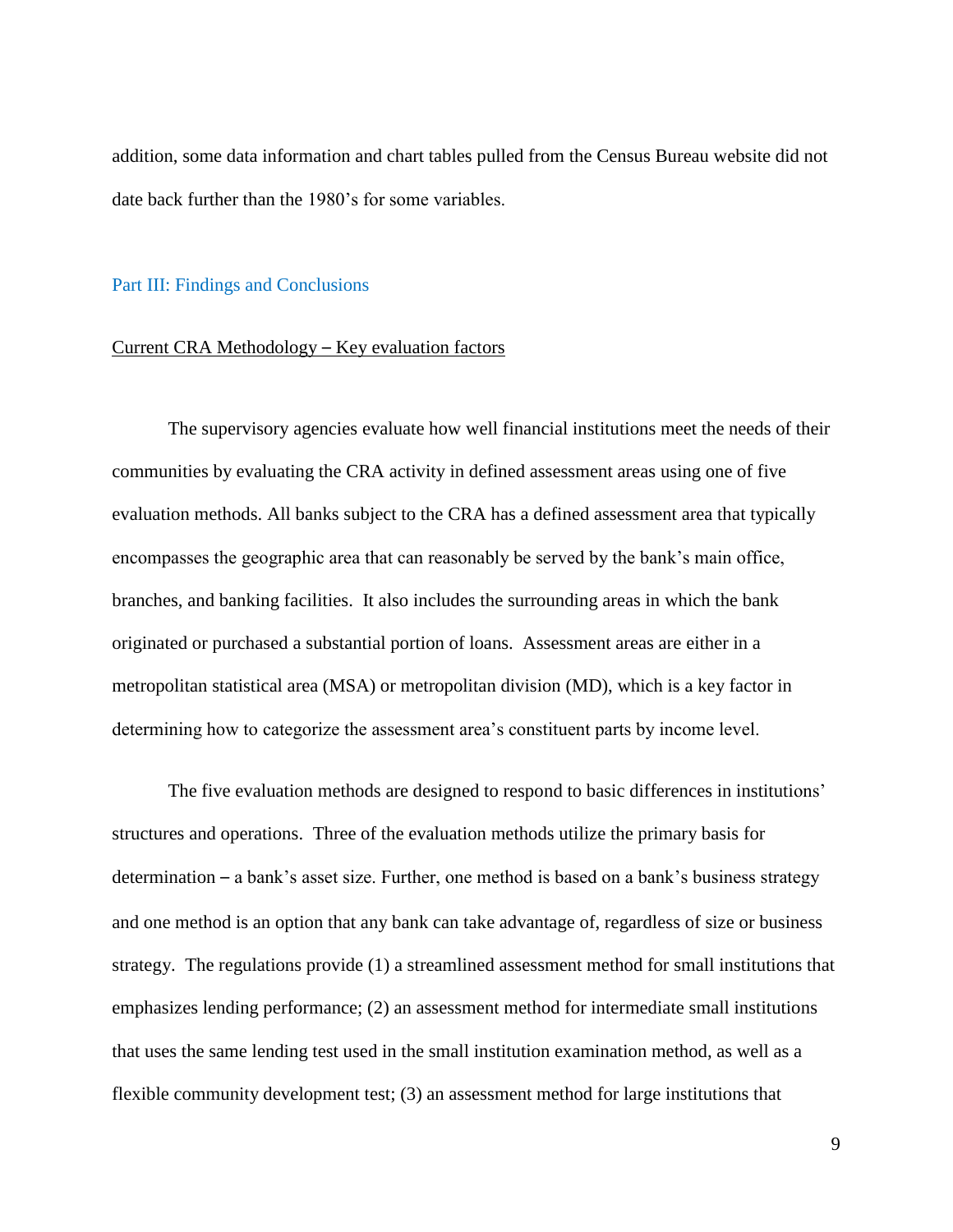addition, some data information and chart tables pulled from the Census Bureau website did not date back further than the 1980's for some variables.

## Part III: Findings and Conclusions

### Current CRA Methodology – Key evaluation factors

The supervisory agencies evaluate how well financial institutions meet the needs of their communities by evaluating the CRA activity in defined assessment areas using one of five evaluation methods. All banks subject to the CRA has a defined assessment area that typically encompasses the geographic area that can reasonably be served by the bank's main office, branches, and banking facilities. It also includes the surrounding areas in which the bank originated or purchased a substantial portion of loans. Assessment areas are either in a metropolitan statistical area (MSA) or metropolitan division (MD), which is a key factor in determining how to categorize the assessment area's constituent parts by income level.

The five evaluation methods are designed to respond to basic differences in institutions' structures and operations. Three of the evaluation methods utilize the primary basis for determination – a bank's asset size. Further, one method is based on a bank's business strategy and one method is an option that any bank can take advantage of, regardless of size or business strategy. The regulations provide (1) a streamlined assessment method for small institutions that emphasizes lending performance; (2) an assessment method for intermediate small institutions that uses the same lending test used in the small institution examination method, as well as a flexible community development test; (3) an assessment method for large institutions that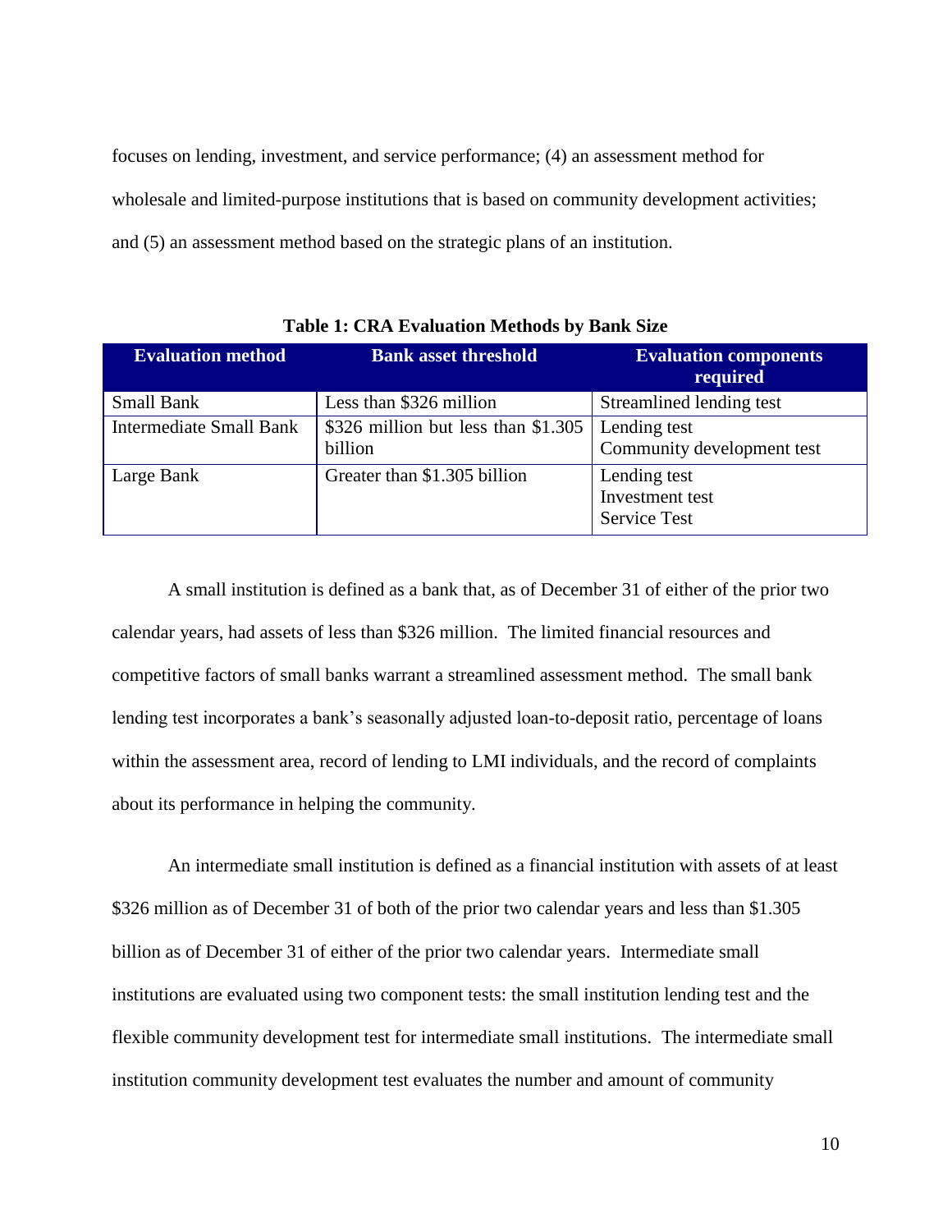focuses on lending, investment, and service performance; (4) an assessment method for wholesale and limited-purpose institutions that is based on community development activities; and (5) an assessment method based on the strategic plans of an institution.

**Table 1: CRA Evaluation Methods by Bank Size**

| Evaluation method | Bank asset threshold | Evaluation components required |
|---|---|---|
| Small Bank | Less than $326 million | Streamlined lending test |
| Intermediate Small Bank | $326 million but less than $1.305 billion | Lending test<br>Community development test |
| Large Bank | Greater than $1.305 billion | Lending test<br>Investment test<br>Service Test |

A small institution is defined as a bank that, as of December 31 of either of the prior two calendar years, had assets of less than $326 million. The limited financial resources and competitive factors of small banks warrant a streamlined assessment method. The small bank lending test incorporates a bank's seasonally adjusted loan-to-deposit ratio, percentage of loans within the assessment area, record of lending to LMI individuals, and the record of complaints about its performance in helping the community.

An intermediate small institution is defined as a financial institution with assets of at least $326 million as of December 31 of both of the prior two calendar years and less than $1.305 billion as of December 31 of either of the prior two calendar years. Intermediate small institutions are evaluated using two component tests: the small institution lending test and the flexible community development test for intermediate small institutions. The intermediate small institution community development test evaluates the number and amount of community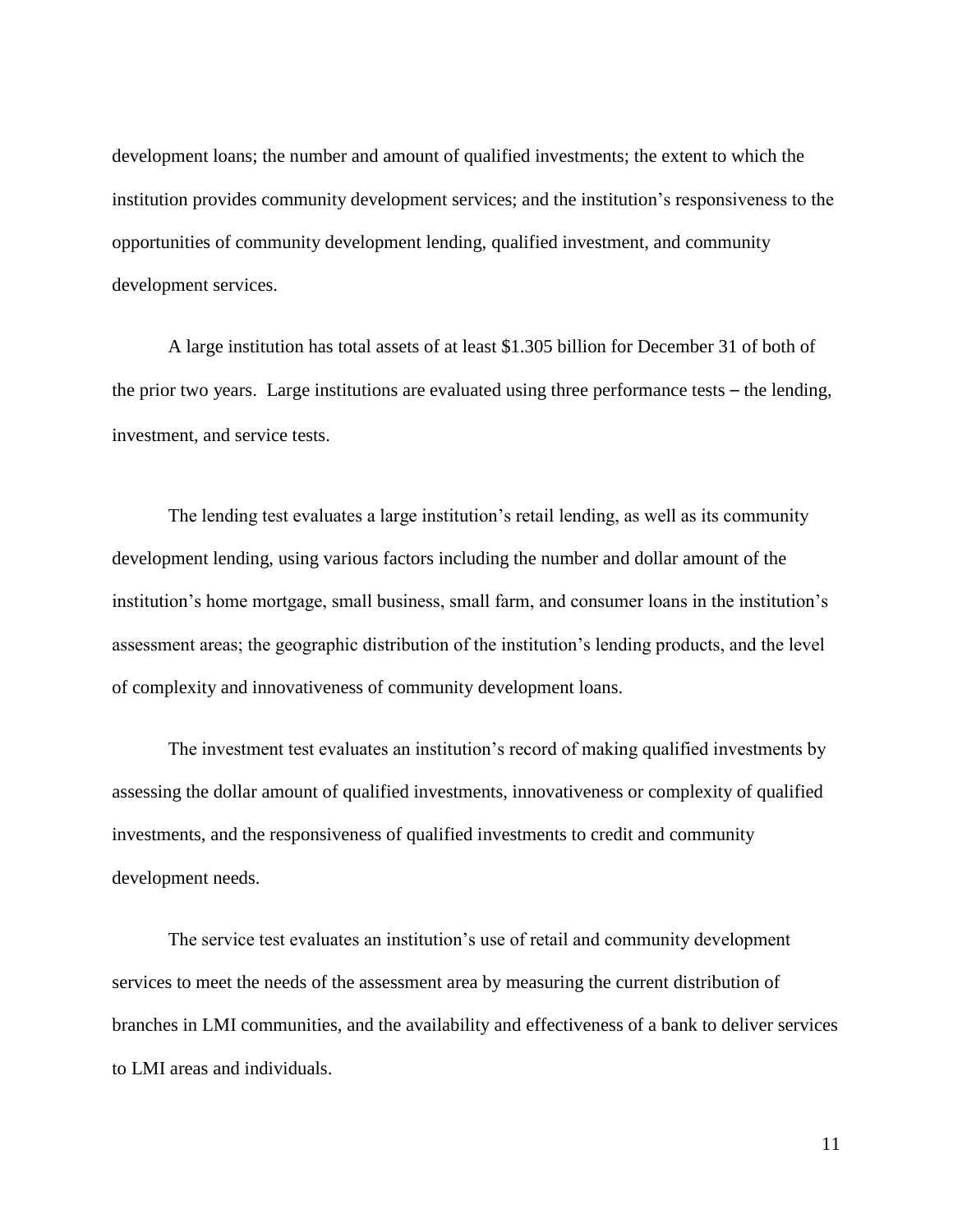development loans; the number and amount of qualified investments; the extent to which the institution provides community development services; and the institution's responsiveness to the opportunities of community development lending, qualified investment, and community development services.

A large institution has total assets of at least $1.305 billion for December 31 of both of the prior two years. Large institutions are evaluated using three performance tests – the lending, investment, and service tests.

The lending test evaluates a large institution's retail lending, as well as its community development lending, using various factors including the number and dollar amount of the institution's home mortgage, small business, small farm, and consumer loans in the institution's assessment areas; the geographic distribution of the institution's lending products, and the level of complexity and innovativeness of community development loans.

The investment test evaluates an institution's record of making qualified investments by assessing the dollar amount of qualified investments, innovativeness or complexity of qualified investments, and the responsiveness of qualified investments to credit and community development needs.

The service test evaluates an institution's use of retail and community development services to meet the needs of the assessment area by measuring the current distribution of branches in LMI communities, and the availability and effectiveness of a bank to deliver services to LMI areas and individuals.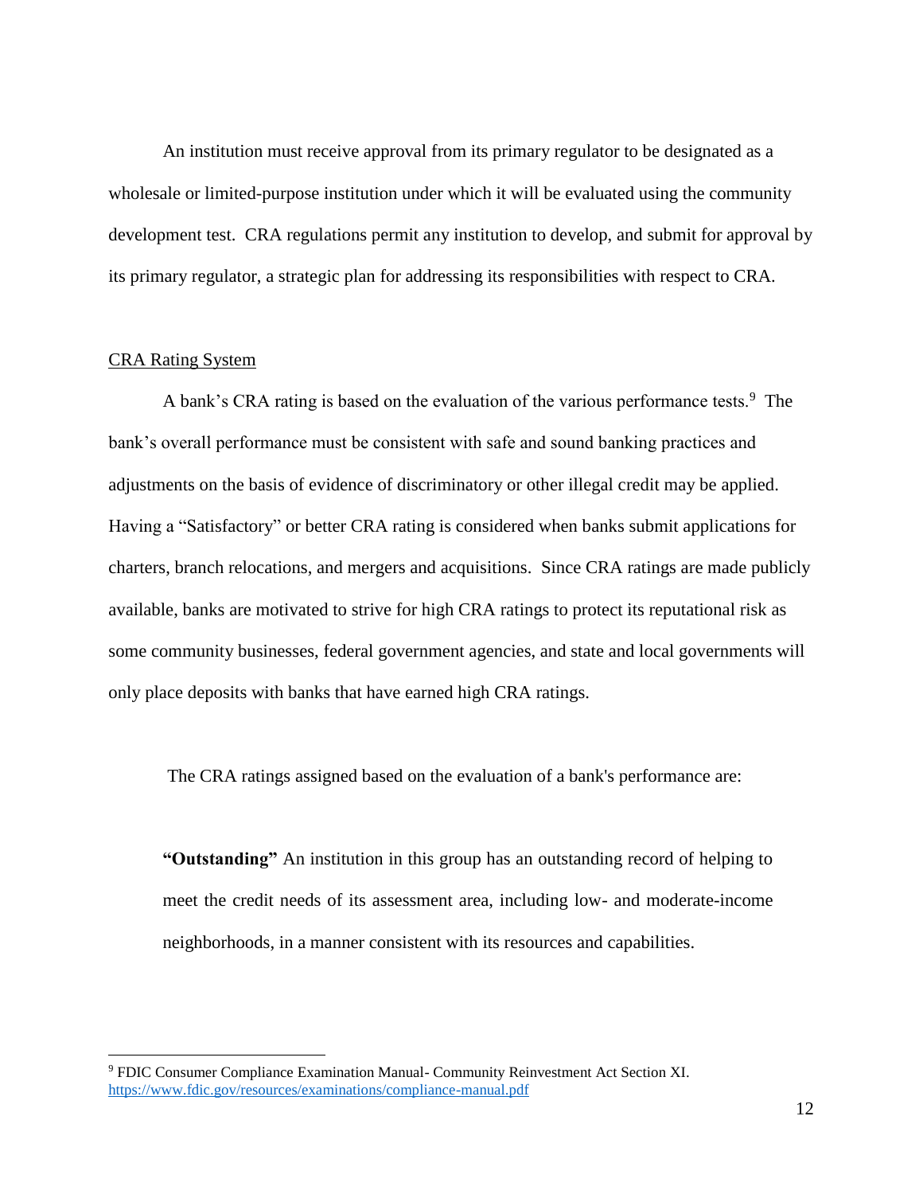An institution must receive approval from its primary regulator to be designated as a wholesale or limited-purpose institution under which it will be evaluated using the community development test. CRA regulations permit any institution to develop, and submit for approval by its primary regulator, a strategic plan for addressing its responsibilities with respect to CRA.

## CRA Rating System

A bank's CRA rating is based on the evaluation of the various performance tests.[9] The bank's overall performance must be consistent with safe and sound banking practices and adjustments on the basis of evidence of discriminatory or other illegal credit may be applied. Having a "Satisfactory" or better CRA rating is considered when banks submit applications for charters, branch relocations, and mergers and acquisitions. Since CRA ratings are made publicly available, banks are motivated to strive for high CRA ratings to protect its reputational risk as some community businesses, federal government agencies, and state and local governments will only place deposits with banks that have earned high CRA ratings.

The CRA ratings assigned based on the evaluation of a bank's performance are:

> **"Outstanding"** An institution in this group has an outstanding record of helping to meet the credit needs of its assessment area, including low- and moderate-income neighborhoods, in a manner consistent with its resources and capabilities.

---

[9] FDIC Consumer Compliance Examination Manual- Community Reinvestment Act Section XI. https://www.fdic.gov/resources/examinations/compliance-manual.pdf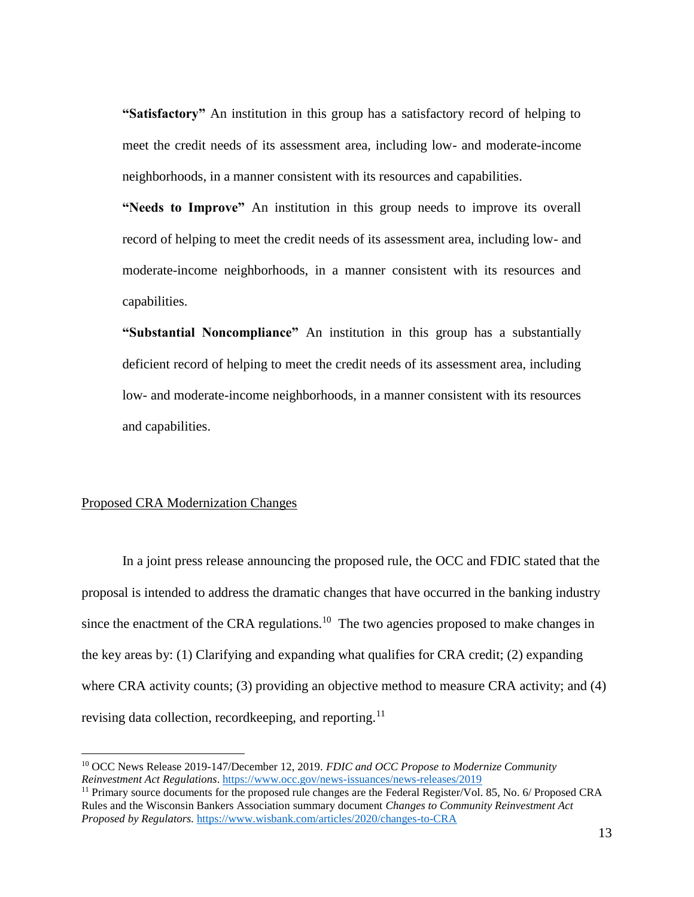**"Satisfactory"** An institution in this group has a satisfactory record of helping to meet the credit needs of its assessment area, including low- and moderate-income neighborhoods, in a manner consistent with its resources and capabilities.

**"Needs to Improve"** An institution in this group needs to improve its overall record of helping to meet the credit needs of its assessment area, including low- and moderate-income neighborhoods, in a manner consistent with its resources and capabilities.

**"Substantial Noncompliance"** An institution in this group has a substantially deficient record of helping to meet the credit needs of its assessment area, including low- and moderate-income neighborhoods, in a manner consistent with its resources and capabilities.

<u>Proposed CRA Modernization Changes</u>

In a joint press release announcing the proposed rule, the OCC and FDIC stated that the proposal is intended to address the dramatic changes that have occurred in the banking industry since the enactment of the CRA regulations.[10] The two agencies proposed to make changes in the key areas by: (1) Clarifying and expanding what qualifies for CRA credit; (2) expanding where CRA activity counts; (3) providing an objective method to measure CRA activity; and (4) revising data collection, recordkeeping, and reporting.[11]

---

[10] OCC News Release 2019-147/December 12, 2019. *FDIC and OCC Propose to Modernize Community Reinvestment Act Regulations*. https://www.occ.gov/news-issuances/news-releases/2019

[11] Primary source documents for the proposed rule changes are the Federal Register/Vol. 85, No. 6/ Proposed CRA Rules and the Wisconsin Bankers Association summary document *Changes to Community Reinvestment Act Proposed by Regulators.* https://www.wisbank.com/articles/2020/changes-to-CRA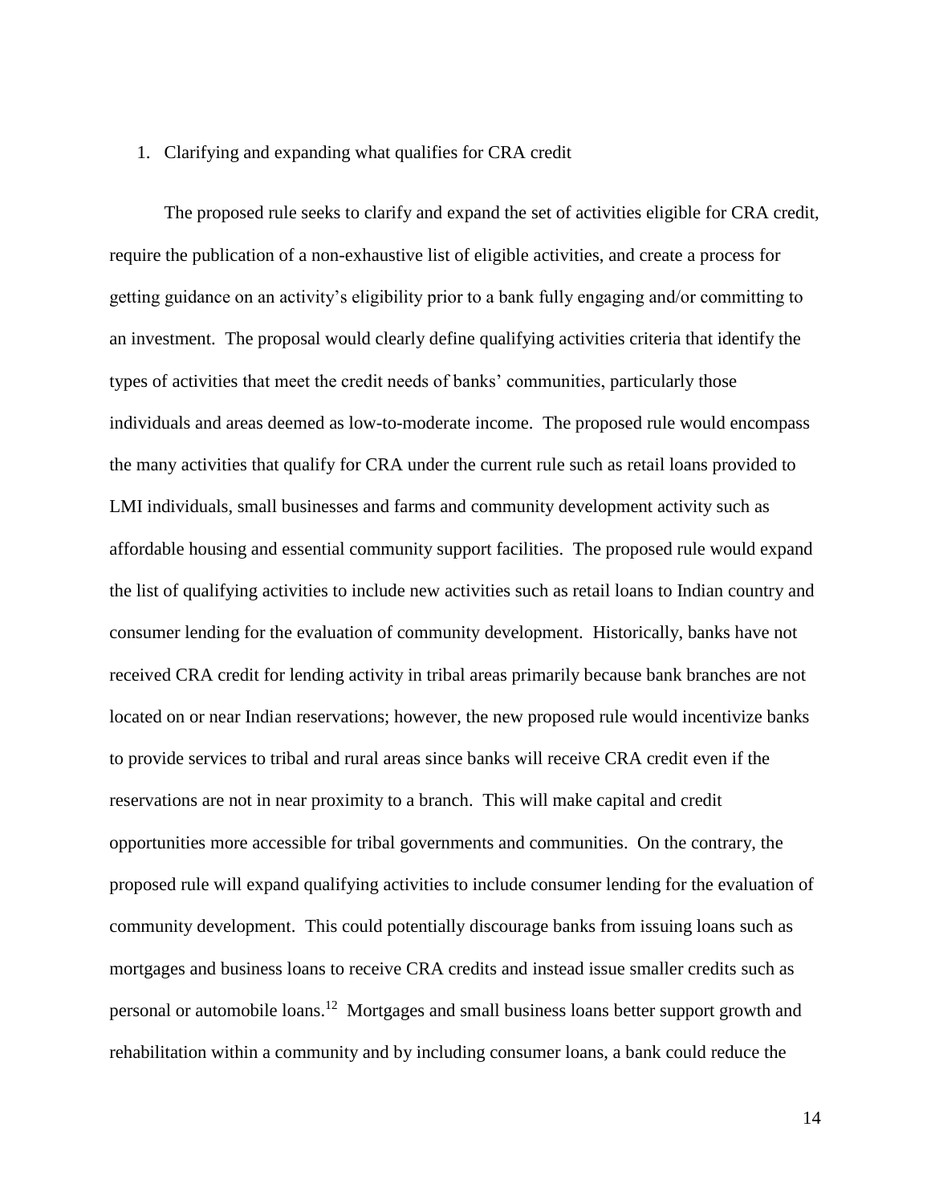1. Clarifying and expanding what qualifies for CRA credit

The proposed rule seeks to clarify and expand the set of activities eligible for CRA credit, require the publication of a non-exhaustive list of eligible activities, and create a process for getting guidance on an activity's eligibility prior to a bank fully engaging and/or committing to an investment. The proposal would clearly define qualifying activities criteria that identify the types of activities that meet the credit needs of banks' communities, particularly those individuals and areas deemed as low-to-moderate income. The proposed rule would encompass the many activities that qualify for CRA under the current rule such as retail loans provided to LMI individuals, small businesses and farms and community development activity such as affordable housing and essential community support facilities. The proposed rule would expand the list of qualifying activities to include new activities such as retail loans to Indian country and consumer lending for the evaluation of community development. Historically, banks have not received CRA credit for lending activity in tribal areas primarily because bank branches are not located on or near Indian reservations; however, the new proposed rule would incentivize banks to provide services to tribal and rural areas since banks will receive CRA credit even if the reservations are not in near proximity to a branch. This will make capital and credit opportunities more accessible for tribal governments and communities. On the contrary, the proposed rule will expand qualifying activities to include consumer lending for the evaluation of community development. This could potentially discourage banks from issuing loans such as mortgages and business loans to receive CRA credits and instead issue smaller credits such as personal or automobile loans.[12] Mortgages and small business loans better support growth and rehabilitation within a community and by including consumer loans, a bank could reduce the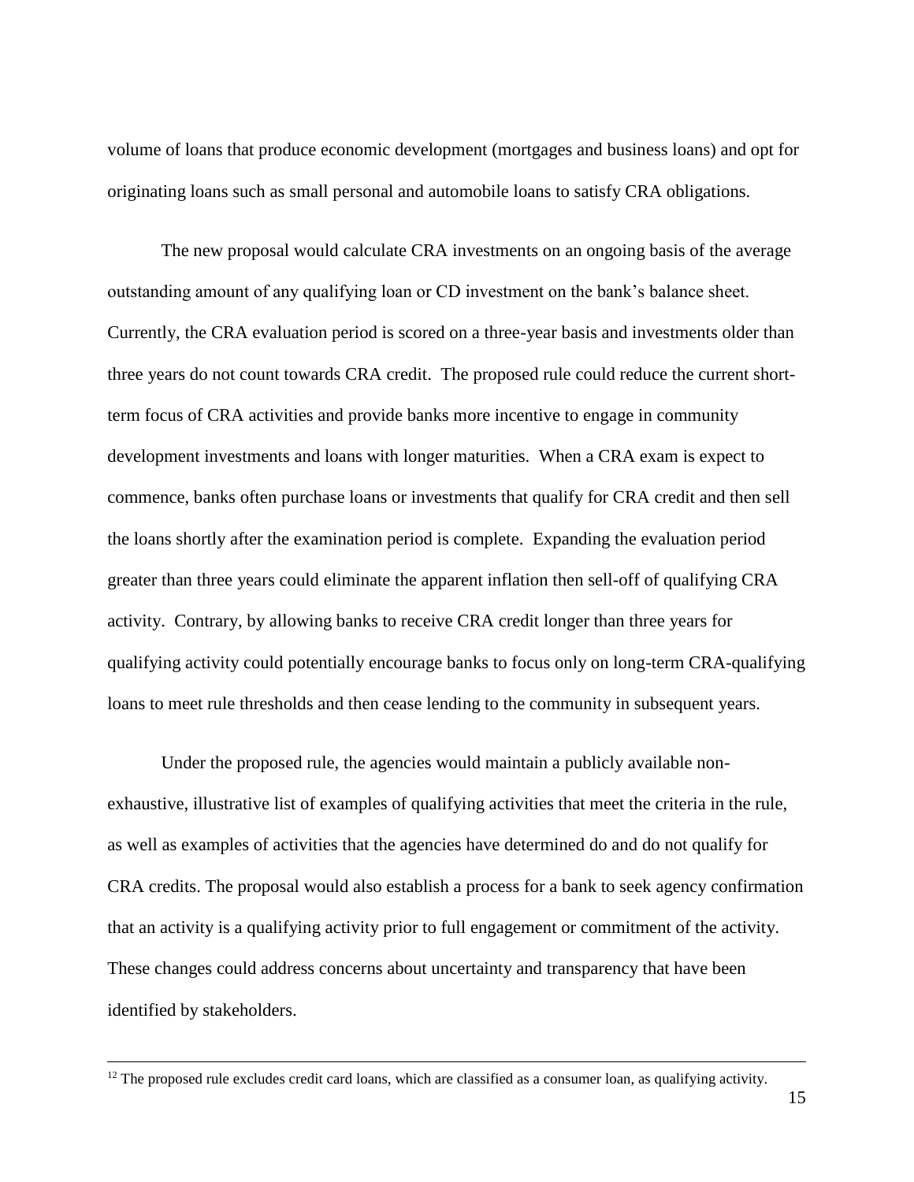volume of loans that produce economic development (mortgages and business loans) and opt for originating loans such as small personal and automobile loans to satisfy CRA obligations.

The new proposal would calculate CRA investments on an ongoing basis of the average outstanding amount of any qualifying loan or CD investment on the bank's balance sheet. Currently, the CRA evaluation period is scored on a three-year basis and investments older than three years do not count towards CRA credit. The proposed rule could reduce the current short-term focus of CRA activities and provide banks more incentive to engage in community development investments and loans with longer maturities. When a CRA exam is expect to commence, banks often purchase loans or investments that qualify for CRA credit and then sell the loans shortly after the examination period is complete. Expanding the evaluation period greater than three years could eliminate the apparent inflation then sell-off of qualifying CRA activity. Contrary, by allowing banks to receive CRA credit longer than three years for qualifying activity could potentially encourage banks to focus only on long-term CRA-qualifying loans to meet rule thresholds and then cease lending to the community in subsequent years.

Under the proposed rule, the agencies would maintain a publicly available non-exhaustive, illustrative list of examples of qualifying activities that meet the criteria in the rule, as well as examples of activities that the agencies have determined do and do not qualify for CRA credits. The proposal would also establish a process for a bank to seek agency confirmation that an activity is a qualifying activity prior to full engagement or commitment of the activity. These changes could address concerns about uncertainty and transparency that have been identified by stakeholders.

---

[12] The proposed rule excludes credit card loans, which are classified as a consumer loan, as qualifying activity.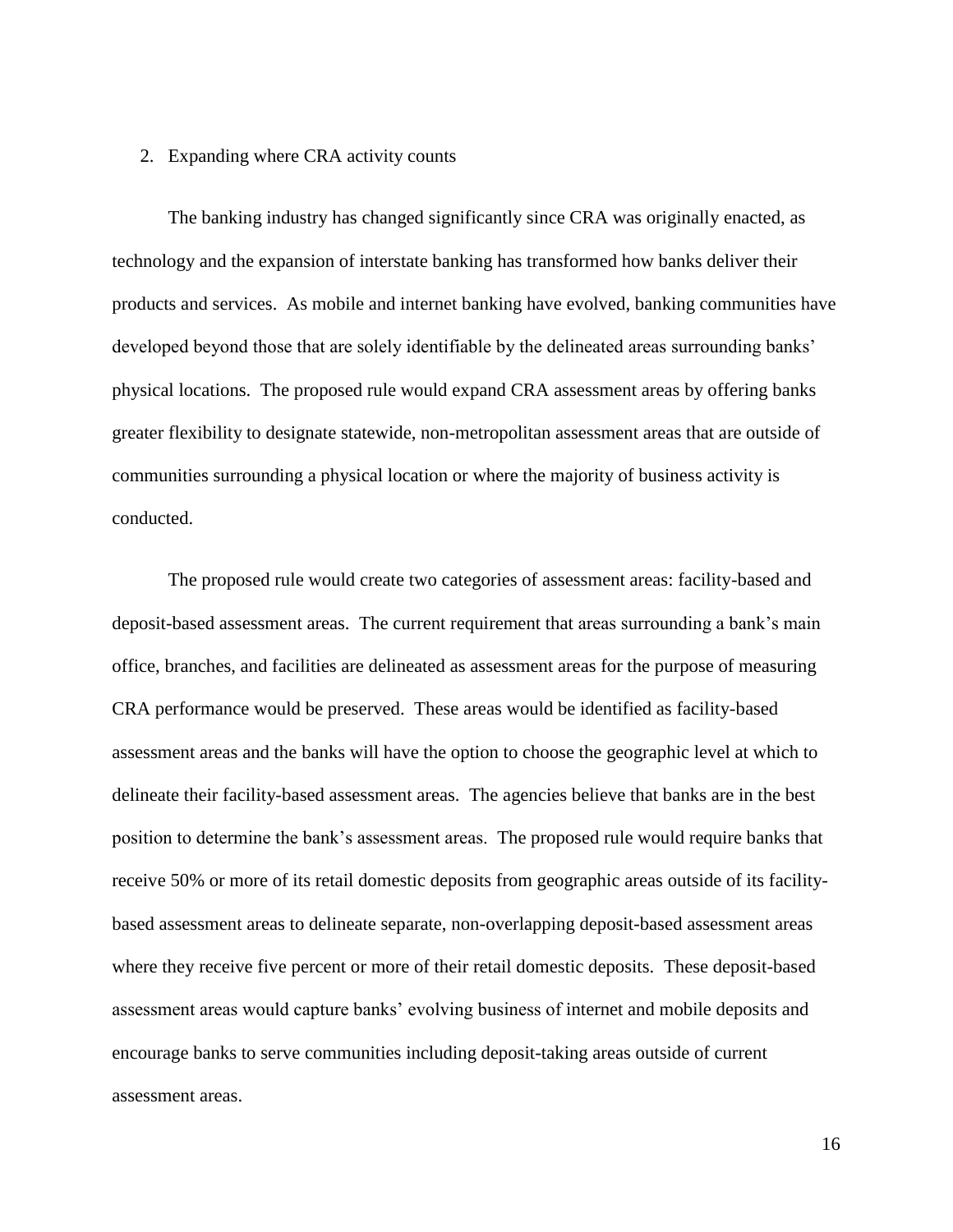2. Expanding where CRA activity counts

The banking industry has changed significantly since CRA was originally enacted, as technology and the expansion of interstate banking has transformed how banks deliver their products and services. As mobile and internet banking have evolved, banking communities have developed beyond those that are solely identifiable by the delineated areas surrounding banks' physical locations. The proposed rule would expand CRA assessment areas by offering banks greater flexibility to designate statewide, non-metropolitan assessment areas that are outside of communities surrounding a physical location or where the majority of business activity is conducted.

The proposed rule would create two categories of assessment areas: facility-based and deposit-based assessment areas. The current requirement that areas surrounding a bank's main office, branches, and facilities are delineated as assessment areas for the purpose of measuring CRA performance would be preserved. These areas would be identified as facility-based assessment areas and the banks will have the option to choose the geographic level at which to delineate their facility-based assessment areas. The agencies believe that banks are in the best position to determine the bank's assessment areas. The proposed rule would require banks that receive 50% or more of its retail domestic deposits from geographic areas outside of its facility-based assessment areas to delineate separate, non-overlapping deposit-based assessment areas where they receive five percent or more of their retail domestic deposits. These deposit-based assessment areas would capture banks' evolving business of internet and mobile deposits and encourage banks to serve communities including deposit-taking areas outside of current assessment areas.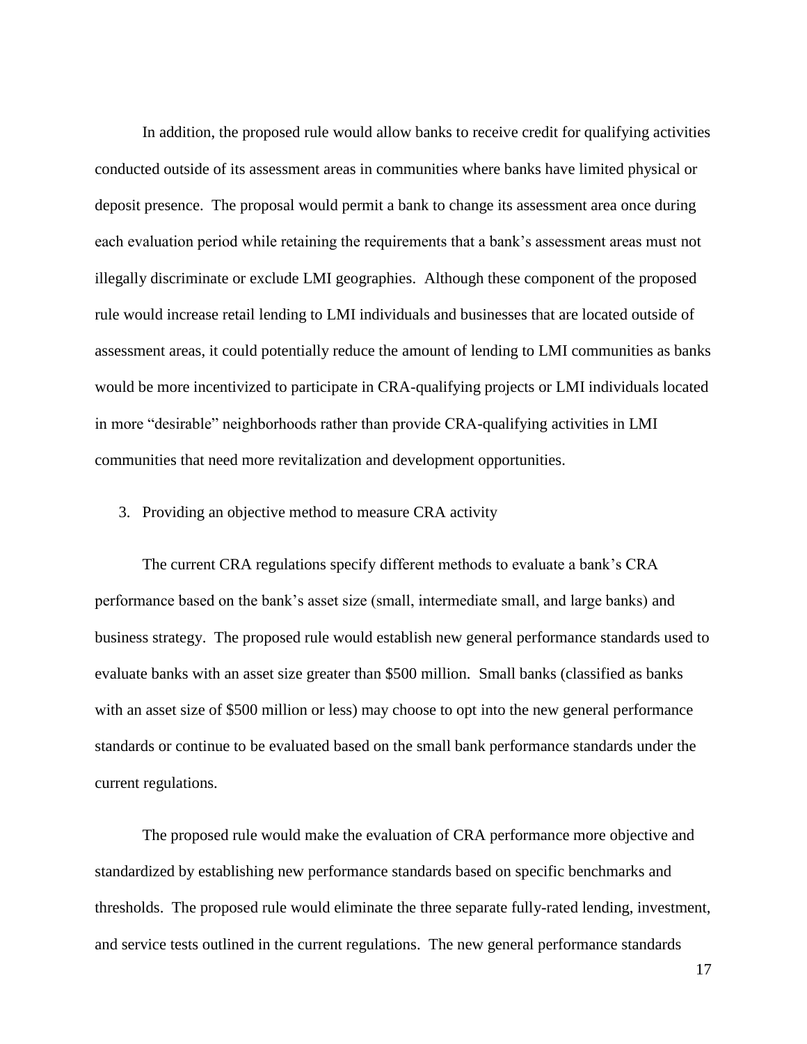In addition, the proposed rule would allow banks to receive credit for qualifying activities conducted outside of its assessment areas in communities where banks have limited physical or deposit presence. The proposal would permit a bank to change its assessment area once during each evaluation period while retaining the requirements that a bank's assessment areas must not illegally discriminate or exclude LMI geographies. Although these component of the proposed rule would increase retail lending to LMI individuals and businesses that are located outside of assessment areas, it could potentially reduce the amount of lending to LMI communities as banks would be more incentivized to participate in CRA-qualifying projects or LMI individuals located in more "desirable" neighborhoods rather than provide CRA-qualifying activities in LMI communities that need more revitalization and development opportunities.

3. Providing an objective method to measure CRA activity

The current CRA regulations specify different methods to evaluate a bank's CRA performance based on the bank's asset size (small, intermediate small, and large banks) and business strategy. The proposed rule would establish new general performance standards used to evaluate banks with an asset size greater than $500 million. Small banks (classified as banks with an asset size of $500 million or less) may choose to opt into the new general performance standards or continue to be evaluated based on the small bank performance standards under the current regulations.

The proposed rule would make the evaluation of CRA performance more objective and standardized by establishing new performance standards based on specific benchmarks and thresholds. The proposed rule would eliminate the three separate fully-rated lending, investment, and service tests outlined in the current regulations. The new general performance standards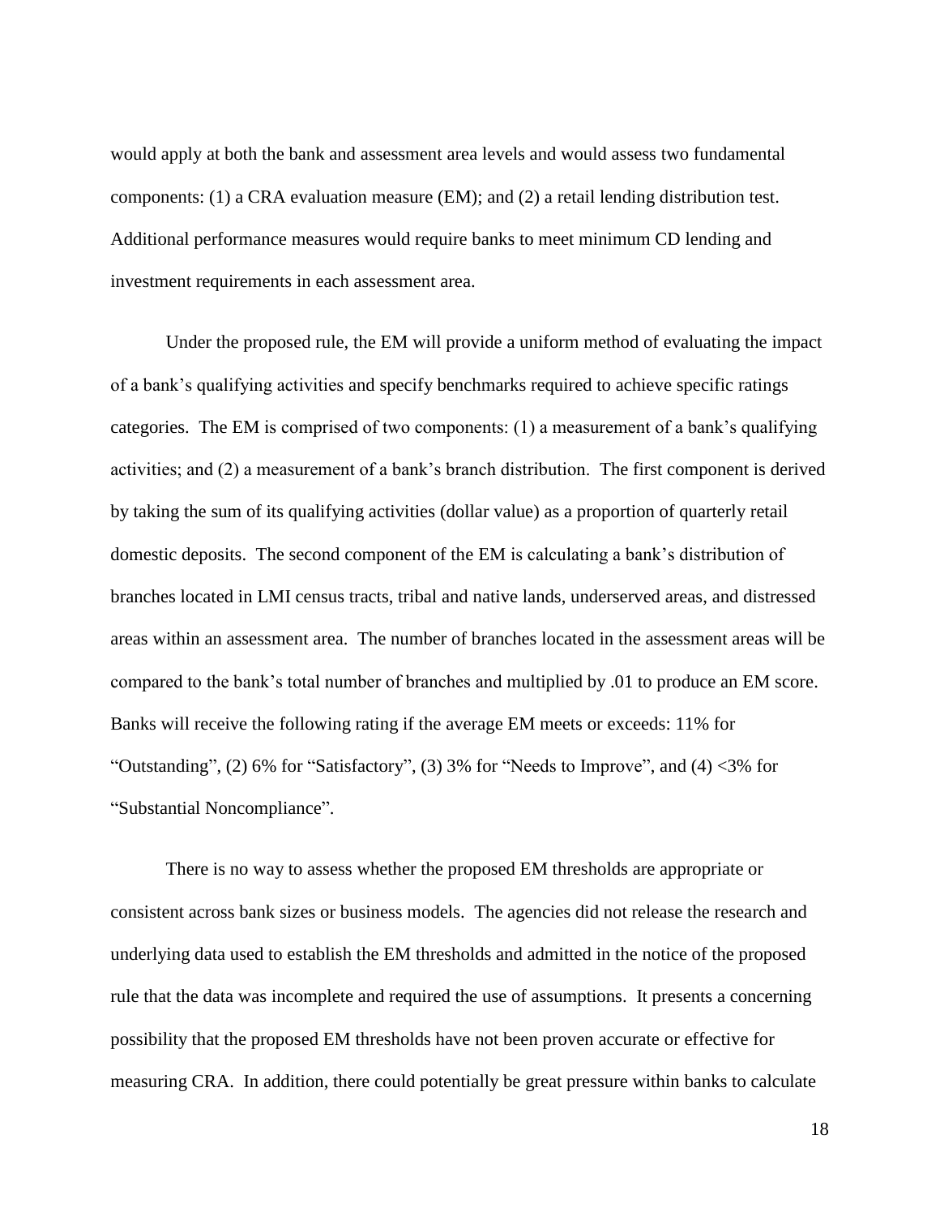would apply at both the bank and assessment area levels and would assess two fundamental components: (1) a CRA evaluation measure (EM); and (2) a retail lending distribution test. Additional performance measures would require banks to meet minimum CD lending and investment requirements in each assessment area.

Under the proposed rule, the EM will provide a uniform method of evaluating the impact of a bank's qualifying activities and specify benchmarks required to achieve specific ratings categories. The EM is comprised of two components: (1) a measurement of a bank's qualifying activities; and (2) a measurement of a bank's branch distribution. The first component is derived by taking the sum of its qualifying activities (dollar value) as a proportion of quarterly retail domestic deposits. The second component of the EM is calculating a bank's distribution of branches located in LMI census tracts, tribal and native lands, underserved areas, and distressed areas within an assessment area. The number of branches located in the assessment areas will be compared to the bank's total number of branches and multiplied by .01 to produce an EM score. Banks will receive the following rating if the average EM meets or exceeds: 11% for "Outstanding", (2) 6% for "Satisfactory", (3) 3% for "Needs to Improve", and (4) <3% for "Substantial Noncompliance".

There is no way to assess whether the proposed EM thresholds are appropriate or consistent across bank sizes or business models. The agencies did not release the research and underlying data used to establish the EM thresholds and admitted in the notice of the proposed rule that the data was incomplete and required the use of assumptions. It presents a concerning possibility that the proposed EM thresholds have not been proven accurate or effective for measuring CRA. In addition, there could potentially be great pressure within banks to calculate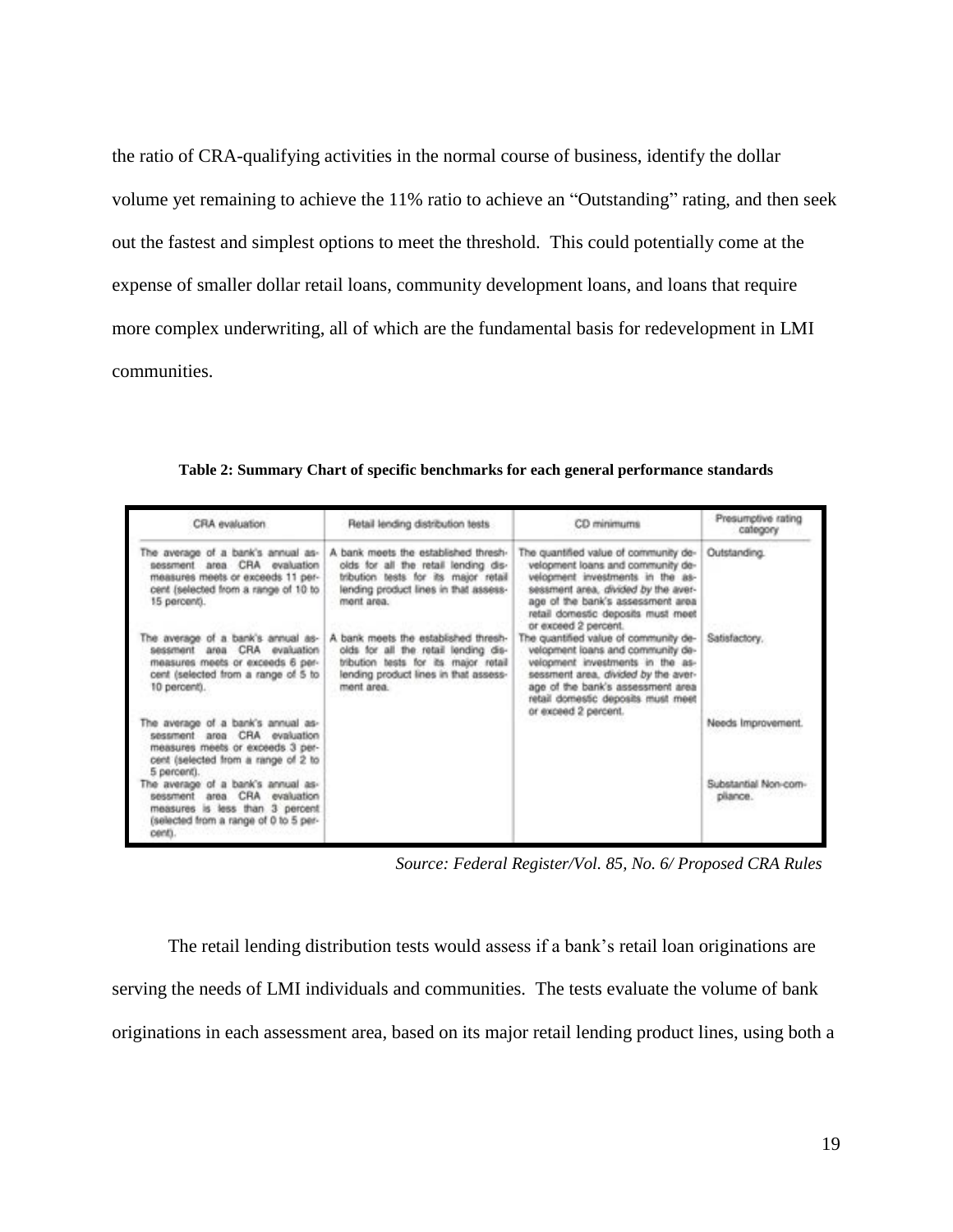the ratio of CRA-qualifying activities in the normal course of business, identify the dollar volume yet remaining to achieve the 11% ratio to achieve an "Outstanding" rating, and then seek out the fastest and simplest options to meet the threshold. This could potentially come at the expense of smaller dollar retail loans, community development loans, and loans that require more complex underwriting, all of which are the fundamental basis for redevelopment in LMI communities.

**Table 2: Summary Chart of specific benchmarks for each general performance standards**

| CRA evaluation | Retail lending distribution tests | CD minimums | Presumptive rating category |
|---|---|---|---|
| The average of a bank's annual assessment area CRA evaluation measures meets or exceeds 11 percent (selected from a range of 10 to 15 percent). | A bank meets the established thresholds for all the retail lending distribution tests for its major retail lending product lines in that assessment area. | The quantified value of community development loans and community development investments in the assessment area, *divided by* the average of the bank's assessment area retail domestic deposits must meet or exceed 2 percent. | Outstanding. |
| The average of a bank's annual assessment area CRA evaluation measures meets or exceeds 6 percent (selected from a range of 5 to 10 percent). | A bank meets the established thresholds for all the retail lending distribution tests for its major retail lending product lines in that assessment area. | The quantified value of community development loans and community development investments in the assessment area, *divided by* the average of the bank's assessment area retail domestic deposits must meet or exceed 2 percent. | Satisfactory. |
| The average of a bank's annual assessment area CRA evaluation measures meets or exceeds 3 percent (selected from a range of 2 to 5 percent). | | | Needs Improvement. |
| The average of a bank's annual assessment area CRA evaluation measures is less than 3 percent (selected from a range of 0 to 5 percent). | | | Substantial Non-compliance. |

*Source: Federal Register/Vol. 85, No. 6/ Proposed CRA Rules*

The retail lending distribution tests would assess if a bank's retail loan originations are serving the needs of LMI individuals and communities. The tests evaluate the volume of bank originations in each assessment area, based on its major retail lending product lines, using both a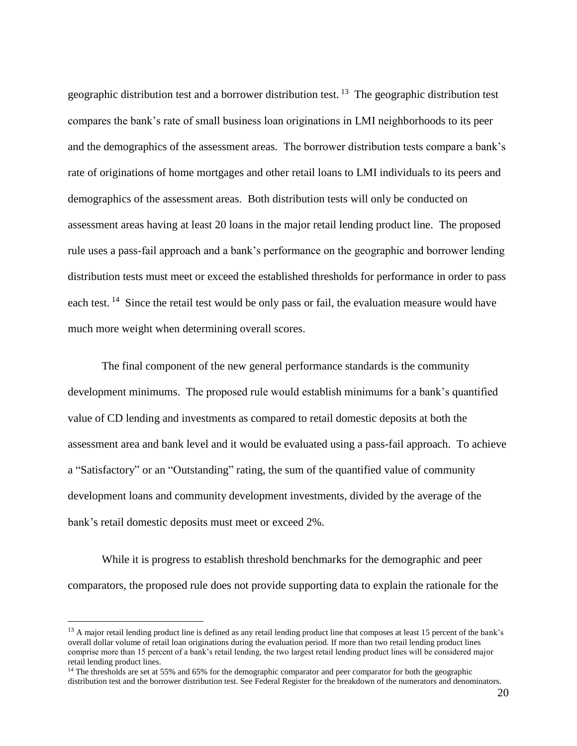geographic distribution test and a borrower distribution test.[13] The geographic distribution test compares the bank's rate of small business loan originations in LMI neighborhoods to its peer and the demographics of the assessment areas. The borrower distribution tests compare a bank's rate of originations of home mortgages and other retail loans to LMI individuals to its peers and demographics of the assessment areas. Both distribution tests will only be conducted on assessment areas having at least 20 loans in the major retail lending product line. The proposed rule uses a pass-fail approach and a bank's performance on the geographic and borrower lending distribution tests must meet or exceed the established thresholds for performance in order to pass each test.[14] Since the retail test would be only pass or fail, the evaluation measure would have much more weight when determining overall scores.

The final component of the new general performance standards is the community development minimums. The proposed rule would establish minimums for a bank's quantified value of CD lending and investments as compared to retail domestic deposits at both the assessment area and bank level and it would be evaluated using a pass-fail approach. To achieve a "Satisfactory" or an "Outstanding" rating, the sum of the quantified value of community development loans and community development investments, divided by the average of the bank's retail domestic deposits must meet or exceed 2%.

While it is progress to establish threshold benchmarks for the demographic and peer comparators, the proposed rule does not provide supporting data to explain the rationale for the

---

[13] A major retail lending product line is defined as any retail lending product line that composes at least 15 percent of the bank's overall dollar volume of retail loan originations during the evaluation period. If more than two retail lending product lines comprise more than 15 percent of a bank's retail lending, the two largest retail lending product lines will be considered major retail lending product lines.

[14] The thresholds are set at 55% and 65% for the demographic comparator and peer comparator for both the geographic distribution test and the borrower distribution test. See Federal Register for the breakdown of the numerators and denominators.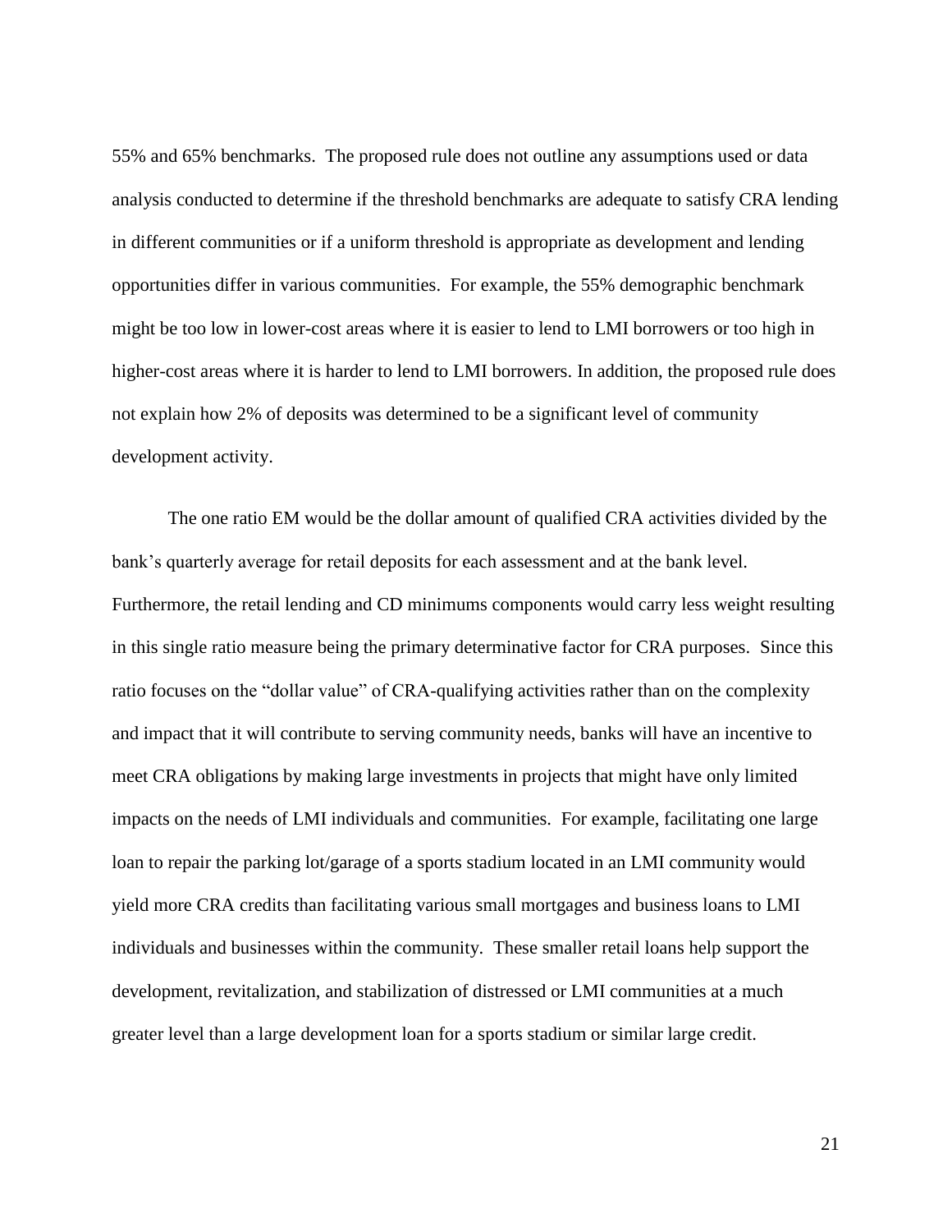55% and 65% benchmarks. The proposed rule does not outline any assumptions used or data analysis conducted to determine if the threshold benchmarks are adequate to satisfy CRA lending in different communities or if a uniform threshold is appropriate as development and lending opportunities differ in various communities. For example, the 55% demographic benchmark might be too low in lower-cost areas where it is easier to lend to LMI borrowers or too high in higher-cost areas where it is harder to lend to LMI borrowers. In addition, the proposed rule does not explain how 2% of deposits was determined to be a significant level of community development activity.

The one ratio EM would be the dollar amount of qualified CRA activities divided by the bank's quarterly average for retail deposits for each assessment and at the bank level. Furthermore, the retail lending and CD minimums components would carry less weight resulting in this single ratio measure being the primary determinative factor for CRA purposes. Since this ratio focuses on the "dollar value" of CRA-qualifying activities rather than on the complexity and impact that it will contribute to serving community needs, banks will have an incentive to meet CRA obligations by making large investments in projects that might have only limited impacts on the needs of LMI individuals and communities. For example, facilitating one large loan to repair the parking lot/garage of a sports stadium located in an LMI community would yield more CRA credits than facilitating various small mortgages and business loans to LMI individuals and businesses within the community. These smaller retail loans help support the development, revitalization, and stabilization of distressed or LMI communities at a much greater level than a large development loan for a sports stadium or similar large credit.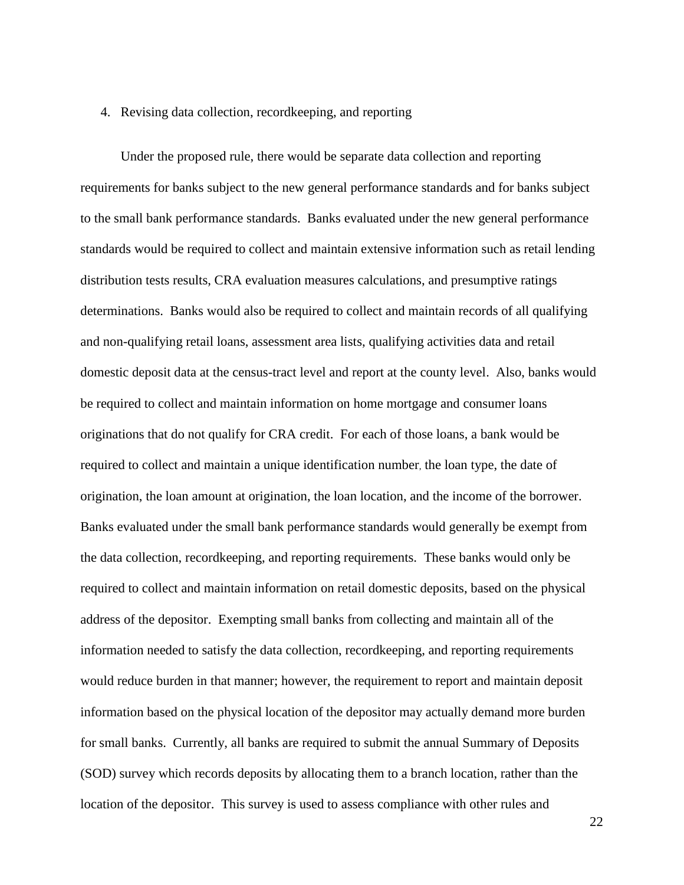4. Revising data collection, recordkeeping, and reporting

Under the proposed rule, there would be separate data collection and reporting requirements for banks subject to the new general performance standards and for banks subject to the small bank performance standards. Banks evaluated under the new general performance standards would be required to collect and maintain extensive information such as retail lending distribution tests results, CRA evaluation measures calculations, and presumptive ratings determinations. Banks would also be required to collect and maintain records of all qualifying and non-qualifying retail loans, assessment area lists, qualifying activities data and retail domestic deposit data at the census-tract level and report at the county level. Also, banks would be required to collect and maintain information on home mortgage and consumer loans originations that do not qualify for CRA credit. For each of those loans, a bank would be required to collect and maintain a unique identification number, the loan type, the date of origination, the loan amount at origination, the loan location, and the income of the borrower. Banks evaluated under the small bank performance standards would generally be exempt from the data collection, recordkeeping, and reporting requirements. These banks would only be required to collect and maintain information on retail domestic deposits, based on the physical address of the depositor. Exempting small banks from collecting and maintain all of the information needed to satisfy the data collection, recordkeeping, and reporting requirements would reduce burden in that manner; however, the requirement to report and maintain deposit information based on the physical location of the depositor may actually demand more burden for small banks. Currently, all banks are required to submit the annual Summary of Deposits (SOD) survey which records deposits by allocating them to a branch location, rather than the location of the depositor. This survey is used to assess compliance with other rules and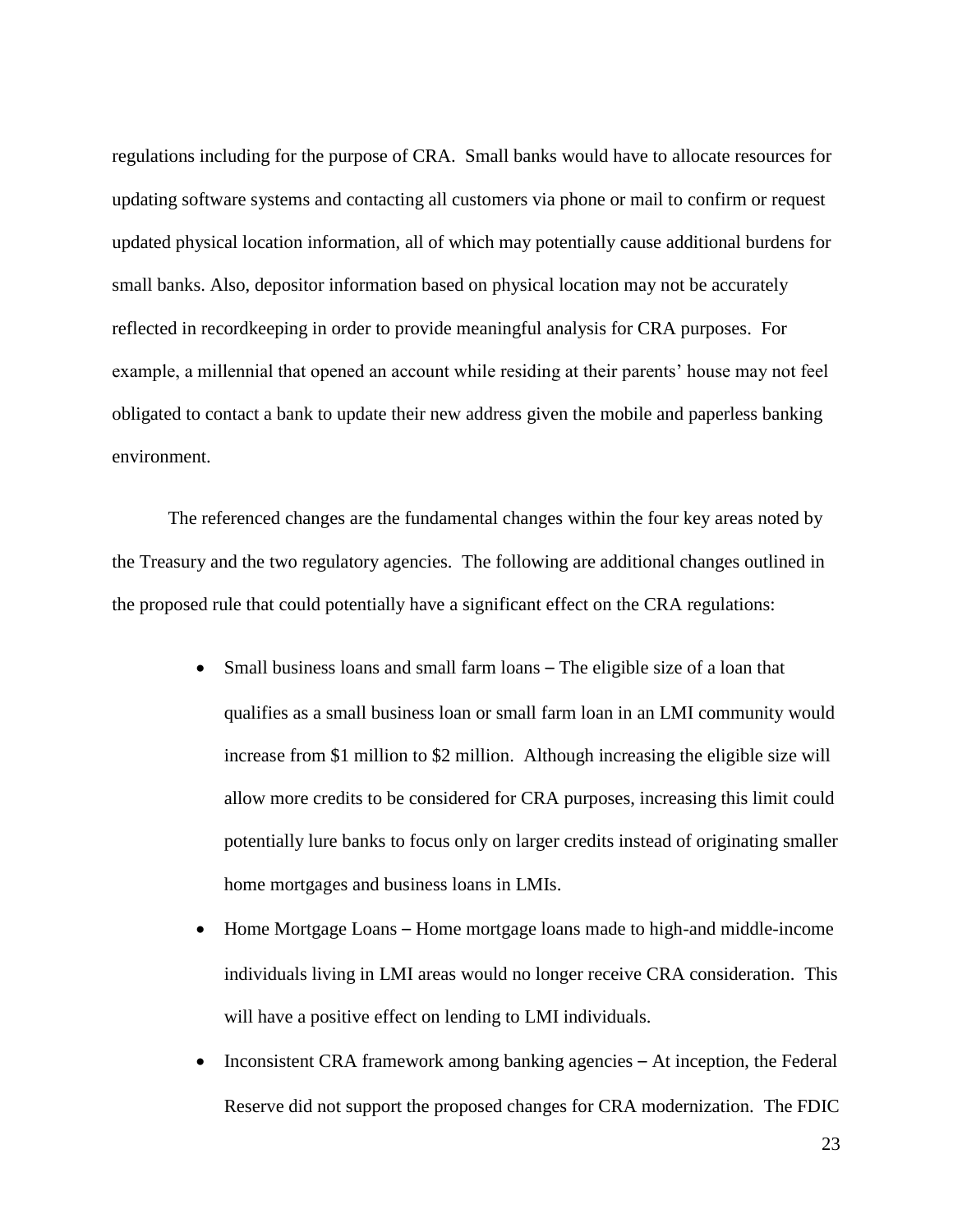regulations including for the purpose of CRA. Small banks would have to allocate resources for updating software systems and contacting all customers via phone or mail to confirm or request updated physical location information, all of which may potentially cause additional burdens for small banks. Also, depositor information based on physical location may not be accurately reflected in recordkeeping in order to provide meaningful analysis for CRA purposes. For example, a millennial that opened an account while residing at their parents' house may not feel obligated to contact a bank to update their new address given the mobile and paperless banking environment.

The referenced changes are the fundamental changes within the four key areas noted by the Treasury and the two regulatory agencies. The following are additional changes outlined in the proposed rule that could potentially have a significant effect on the CRA regulations:

- Small business loans and small farm loans – The eligible size of a loan that qualifies as a small business loan or small farm loan in an LMI community would increase from $1 million to $2 million. Although increasing the eligible size will allow more credits to be considered for CRA purposes, increasing this limit could potentially lure banks to focus only on larger credits instead of originating smaller home mortgages and business loans in LMIs.
- Home Mortgage Loans – Home mortgage loans made to high-and middle-income individuals living in LMI areas would no longer receive CRA consideration. This will have a positive effect on lending to LMI individuals.
- Inconsistent CRA framework among banking agencies – At inception, the Federal Reserve did not support the proposed changes for CRA modernization. The FDIC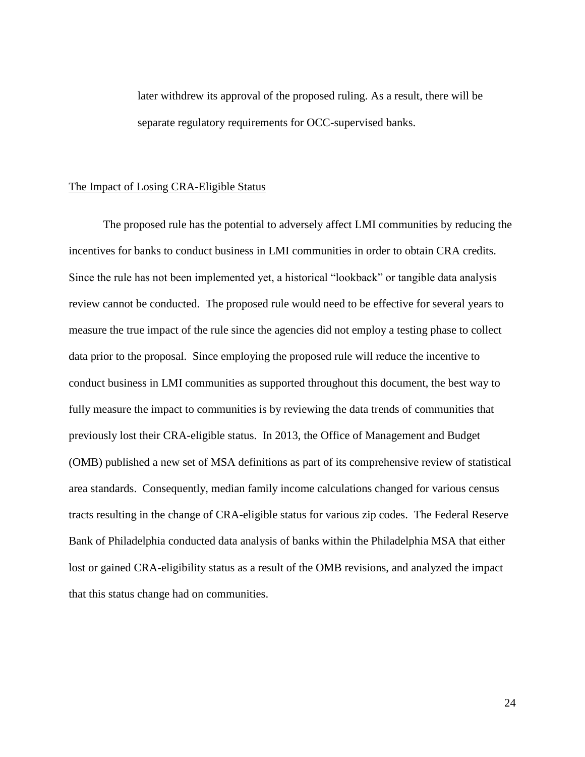later withdrew its approval of the proposed ruling. As a result, there will be separate regulatory requirements for OCC-supervised banks.

## The Impact of Losing CRA-Eligible Status

The proposed rule has the potential to adversely affect LMI communities by reducing the incentives for banks to conduct business in LMI communities in order to obtain CRA credits. Since the rule has not been implemented yet, a historical "lookback" or tangible data analysis review cannot be conducted. The proposed rule would need to be effective for several years to measure the true impact of the rule since the agencies did not employ a testing phase to collect data prior to the proposal. Since employing the proposed rule will reduce the incentive to conduct business in LMI communities as supported throughout this document, the best way to fully measure the impact to communities is by reviewing the data trends of communities that previously lost their CRA-eligible status. In 2013, the Office of Management and Budget (OMB) published a new set of MSA definitions as part of its comprehensive review of statistical area standards. Consequently, median family income calculations changed for various census tracts resulting in the change of CRA-eligible status for various zip codes. The Federal Reserve Bank of Philadelphia conducted data analysis of banks within the Philadelphia MSA that either lost or gained CRA-eligibility status as a result of the OMB revisions, and analyzed the impact that this status change had on communities.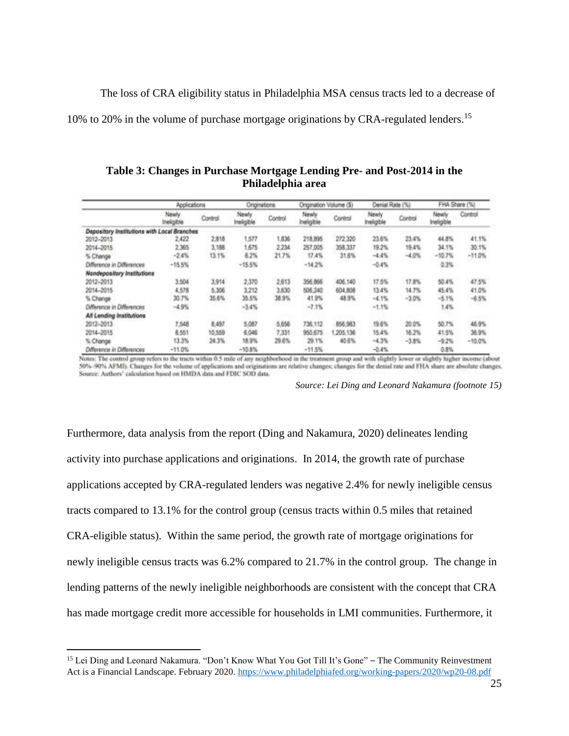The loss of CRA eligibility status in Philadelphia MSA census tracts led to a decrease of 10% to 20% in the volume of purchase mortgage originations by CRA-regulated lenders.[15]

**Table 3: Changes in Purchase Mortgage Lending Pre- and Post-2014 in the Philadelphia area**

| | Applications | | Originations | | Origination Volume ($) | | Denial Rate (%) | | FHA Share (%) | |
|---|---|---|---|---|---|---|---|---|---|---|
| | Newly Ineligible | Control | Newly Ineligible | Control | Newly Ineligible | Control | Newly Ineligible | Control | Newly Ineligible | Control |
| ***Depository Institutions with Local Branches*** | | | | | | | | | | |
| 2012–2013 | 2,422 | 2,818 | 1,577 | 1,836 | 218,895 | 272,320 | 23.6% | 23.4% | 44.8% | 41.1% |
| 2014–2015 | 2,365 | 3,188 | 1,675 | 2,234 | 257,005 | 358,337 | 19.2% | 19.4% | 34.1% | 30.1% |
| % Change | −2.4% | 13.1% | 6.2% | 21.7% | 17.4% | 31.6% | −4.4% | −4.0% | −10.7% | −11.0% |
| Difference in Differences | −15.5% | | −15.5% | | −14.2% | | −0.4% | | 0.3% | |
| ***Nondepository Institutions*** | | | | | | | | | | |
| 2012–2013 | 3,504 | 3,914 | 2,370 | 2,613 | 356,866 | 406,140 | 17.5% | 17.8% | 50.4% | 47.5% |
| 2014–2015 | 4,578 | 5,306 | 3,212 | 3,630 | 506,240 | 604,808 | 13.4% | 14.7% | 45.4% | 41.0% |
| % Change | 30.7% | 35.6% | 35.5% | 38.9% | 41.9% | 48.9% | −4.1% | −3.0% | −5.1% | −6.5% |
| Difference in Differences | −4.9% | | −3.4% | | −7.1% | | −1.1% | | 1.4% | |
| ***All Lending Institutions*** | | | | | | | | | | |
| 2012–2013 | 7,548 | 8,497 | 5,087 | 5,656 | 736,112 | 856,983 | 19.6% | 20.0% | 50.7% | 46.9% |
| 2014–2015 | 8,551 | 10,559 | 6,046 | 7,331 | 950,675 | 1,205,136 | 15.4% | 16.2% | 41.5% | 36.9% |
| % Change | 13.3% | 24.3% | 18.9% | 29.6% | 29.1% | 40.6% | −4.3% | −3.8% | −9.2% | −10.0% |
| Difference in Differences | −11.0% | | −10.8% | | −11.5% | | −0.4% | | 0.8% | |

Notes: The control group refers to the tracts within 0.5 mile of any neighborhood in the treatment group and with slightly lower or slightly higher income (about 50%–90% AFMI). Changes for the volume of applications and originations are relative changes; changes for the denial rate and FHA share are absolute changes.
Source: Authors' calculation based on HMDA data and FDIC SOD data.

*Source: Lei Ding and Leonard Nakamura (footnote 15)*

Furthermore, data analysis from the report (Ding and Nakamura, 2020) delineates lending activity into purchase applications and originations. In 2014, the growth rate of purchase applications accepted by CRA-regulated lenders was negative 2.4% for newly ineligible census tracts compared to 13.1% for the control group (census tracts within 0.5 miles that retained CRA-eligible status). Within the same period, the growth rate of mortgage originations for newly ineligible census tracts was 6.2% compared to 21.7% in the control group. The change in lending patterns of the newly ineligible neighborhoods are consistent with the concept that CRA has made mortgage credit more accessible for households in LMI communities. Furthermore, it

---

[15] Lei Ding and Leonard Nakamura. "Don't Know What You Got Till It's Gone" – The Community Reinvestment Act is a Financial Landscape. February 2020. https://www.philadelphiafed.org/working-papers/2020/wp20-08.pdf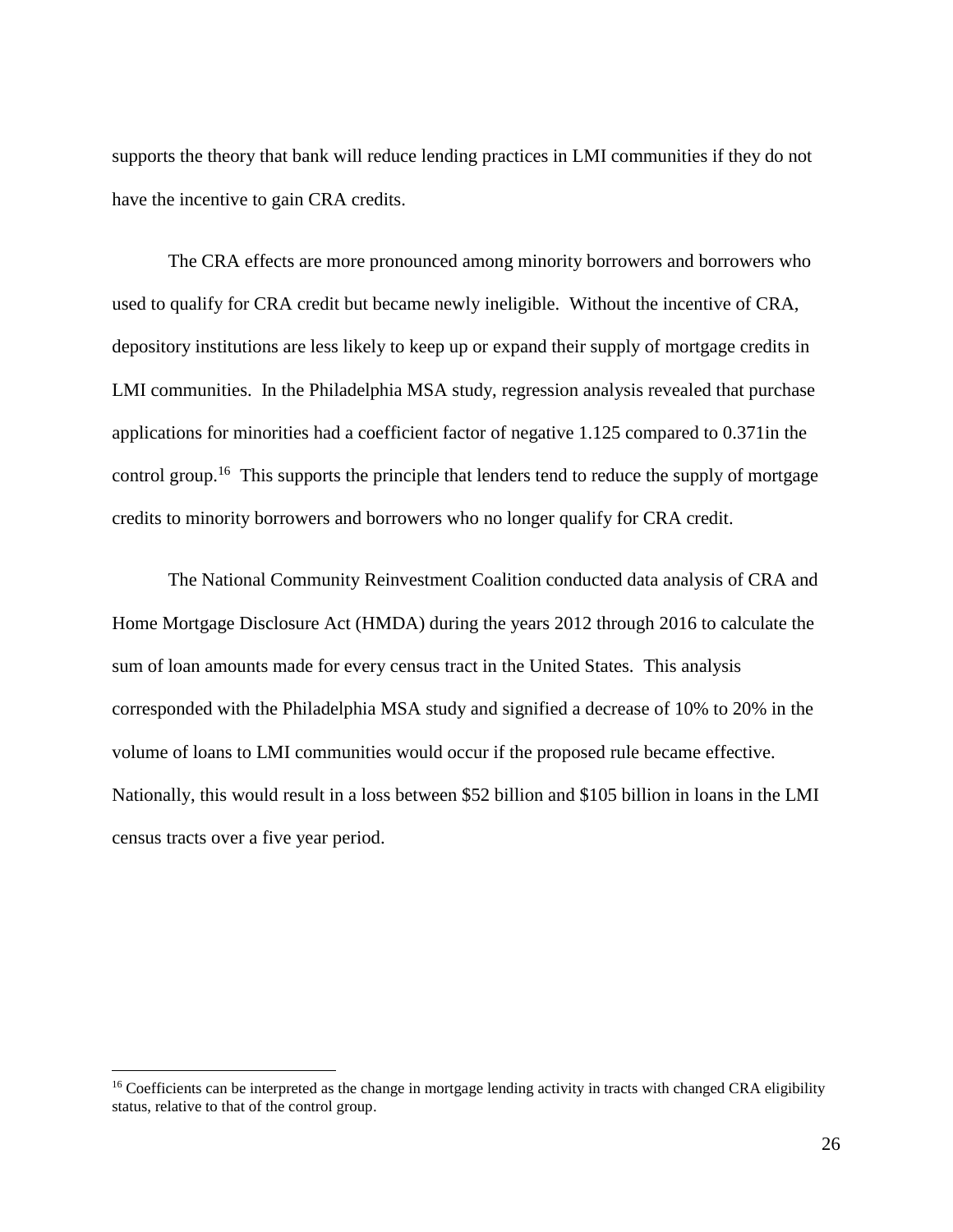supports the theory that bank will reduce lending practices in LMI communities if they do not have the incentive to gain CRA credits.

The CRA effects are more pronounced among minority borrowers and borrowers who used to qualify for CRA credit but became newly ineligible. Without the incentive of CRA, depository institutions are less likely to keep up or expand their supply of mortgage credits in LMI communities. In the Philadelphia MSA study, regression analysis revealed that purchase applications for minorities had a coefficient factor of negative 1.125 compared to 0.371in the control group.[16] This supports the principle that lenders tend to reduce the supply of mortgage credits to minority borrowers and borrowers who no longer qualify for CRA credit.

The National Community Reinvestment Coalition conducted data analysis of CRA and Home Mortgage Disclosure Act (HMDA) during the years 2012 through 2016 to calculate the sum of loan amounts made for every census tract in the United States. This analysis corresponded with the Philadelphia MSA study and signified a decrease of 10% to 20% in the volume of loans to LMI communities would occur if the proposed rule became effective. Nationally, this would result in a loss between $52 billion and $105 billion in loans in the LMI census tracts over a five year period.

---

[16] Coefficients can be interpreted as the change in mortgage lending activity in tracts with changed CRA eligibility status, relative to that of the control group.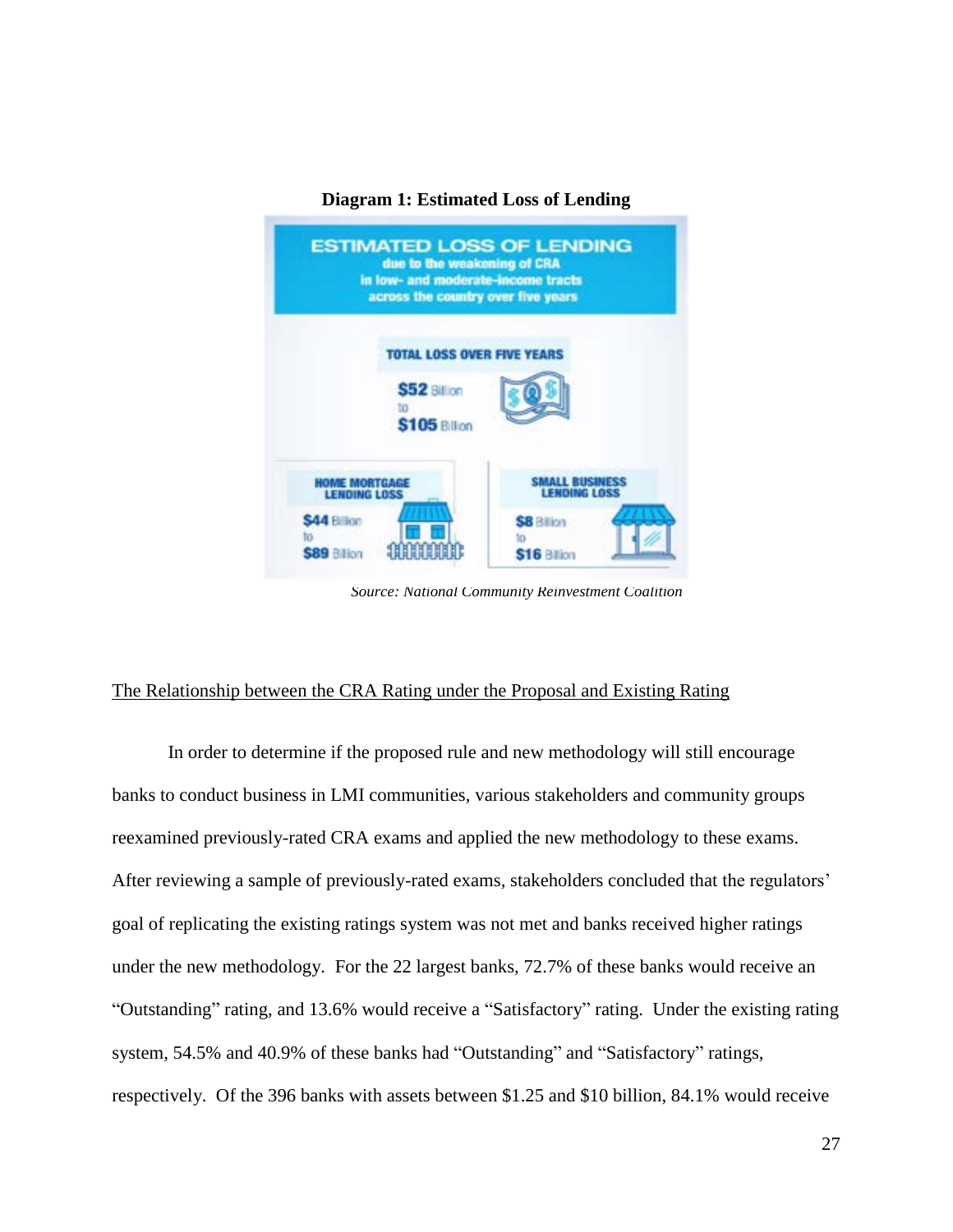**Diagram 1: Estimated Loss of Lending**

ESTIMATED LOSS OF LENDING
due to the weakening of CRA
in low- and moderate-income tracts
across the country over five years

TOTAL LOSS OVER FIVE YEARS
$52 Billion to $105 Billion

HOME MORTGAGE LENDING LOSS
$44 Billion to $89 Billion

SMALL BUSINESS LENDING LOSS
$8 Billion to $16 Billion

*Source: National Community Reinvestment Coalition*

<u>The Relationship between the CRA Rating under the Proposal and Existing Rating</u>

In order to determine if the proposed rule and new methodology will still encourage banks to conduct business in LMI communities, various stakeholders and community groups reexamined previously-rated CRA exams and applied the new methodology to these exams. After reviewing a sample of previously-rated exams, stakeholders concluded that the regulators' goal of replicating the existing ratings system was not met and banks received higher ratings under the new methodology. For the 22 largest banks, 72.7% of these banks would receive an "Outstanding" rating, and 13.6% would receive a "Satisfactory" rating. Under the existing rating system, 54.5% and 40.9% of these banks had "Outstanding" and "Satisfactory" ratings, respectively. Of the 396 banks with assets between $1.25 and $10 billion, 84.1% would receive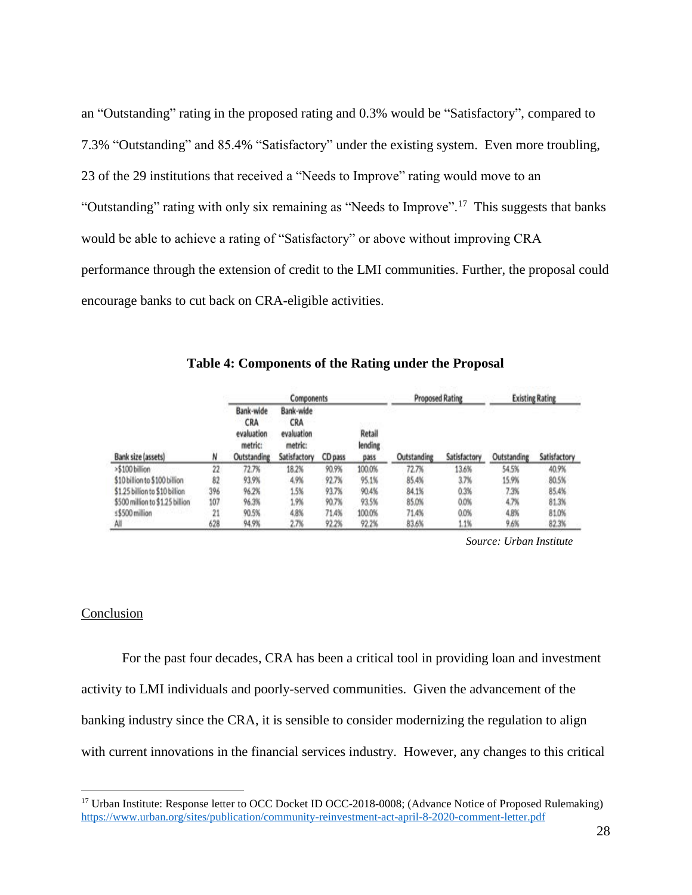an "Outstanding" rating in the proposed rating and 0.3% would be "Satisfactory", compared to 7.3% "Outstanding" and 85.4% "Satisfactory" under the existing system. Even more troubling, 23 of the 29 institutions that received a "Needs to Improve" rating would move to an "Outstanding" rating with only six remaining as "Needs to Improve".[17] This suggests that banks would be able to achieve a rating of "Satisfactory" or above without improving CRA performance through the extension of credit to the LMI communities. Further, the proposal could encourage banks to cut back on CRA-eligible activities.

**Table 4: Components of the Rating under the Proposal**

| | | Components | | | | Proposed Rating | | Existing Rating | |
|---|---|---|---|---|---|---|---|---|---|
| Bank size (assets) | N | Bank-wide CRA evaluation metric: Outstanding | Bank-wide CRA evaluation metric: Satisfactory | CD pass | Retail lending pass | Outstanding | Satisfactory | Outstanding | Satisfactory |
| >$100 billion | 22 | 72.7% | 18.2% | 90.9% | 100.0% | 72.7% | 13.6% | 54.5% | 40.9% |
| $10 billion to $100 billion | 82 | 93.9% | 4.9% | 92.7% | 95.1% | 85.4% | 3.7% | 15.9% | 80.5% |
| $1.25 billion to $10 billion | 396 | 96.2% | 1.5% | 93.7% | 90.4% | 84.1% | 0.3% | 7.3% | 85.4% |
| $500 million to $1.25 billion | 107 | 96.3% | 1.9% | 90.7% | 93.5% | 85.0% | 0.0% | 4.7% | 81.3% |
| ≤$500 million | 21 | 90.5% | 4.8% | 71.4% | 100.0% | 71.4% | 0.0% | 4.8% | 81.0% |
| All | 628 | 94.9% | 2.7% | 92.2% | 92.2% | 83.6% | 1.1% | 9.6% | 82.3% |

*Source: Urban Institute*

## Conclusion

For the past four decades, CRA has been a critical tool in providing loan and investment activity to LMI individuals and poorly-served communities. Given the advancement of the banking industry since the CRA, it is sensible to consider modernizing the regulation to align with current innovations in the financial services industry. However, any changes to this critical

[17] Urban Institute: Response letter to OCC Docket ID OCC-2018-0008; (Advance Notice of Proposed Rulemaking) https://www.urban.org/sites/publication/community-reinvestment-act-april-8-2020-comment-letter.pdf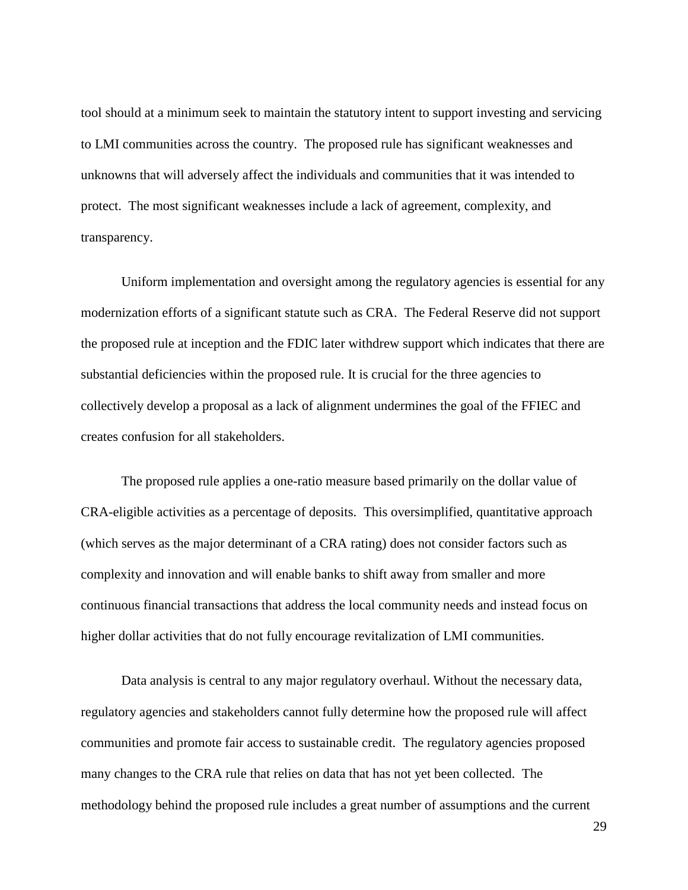tool should at a minimum seek to maintain the statutory intent to support investing and servicing to LMI communities across the country. The proposed rule has significant weaknesses and unknowns that will adversely affect the individuals and communities that it was intended to protect. The most significant weaknesses include a lack of agreement, complexity, and transparency.

Uniform implementation and oversight among the regulatory agencies is essential for any modernization efforts of a significant statute such as CRA. The Federal Reserve did not support the proposed rule at inception and the FDIC later withdrew support which indicates that there are substantial deficiencies within the proposed rule. It is crucial for the three agencies to collectively develop a proposal as a lack of alignment undermines the goal of the FFIEC and creates confusion for all stakeholders.

The proposed rule applies a one-ratio measure based primarily on the dollar value of CRA-eligible activities as a percentage of deposits. This oversimplified, quantitative approach (which serves as the major determinant of a CRA rating) does not consider factors such as complexity and innovation and will enable banks to shift away from smaller and more continuous financial transactions that address the local community needs and instead focus on higher dollar activities that do not fully encourage revitalization of LMI communities.

Data analysis is central to any major regulatory overhaul. Without the necessary data, regulatory agencies and stakeholders cannot fully determine how the proposed rule will affect communities and promote fair access to sustainable credit. The regulatory agencies proposed many changes to the CRA rule that relies on data that has not yet been collected. The methodology behind the proposed rule includes a great number of assumptions and the current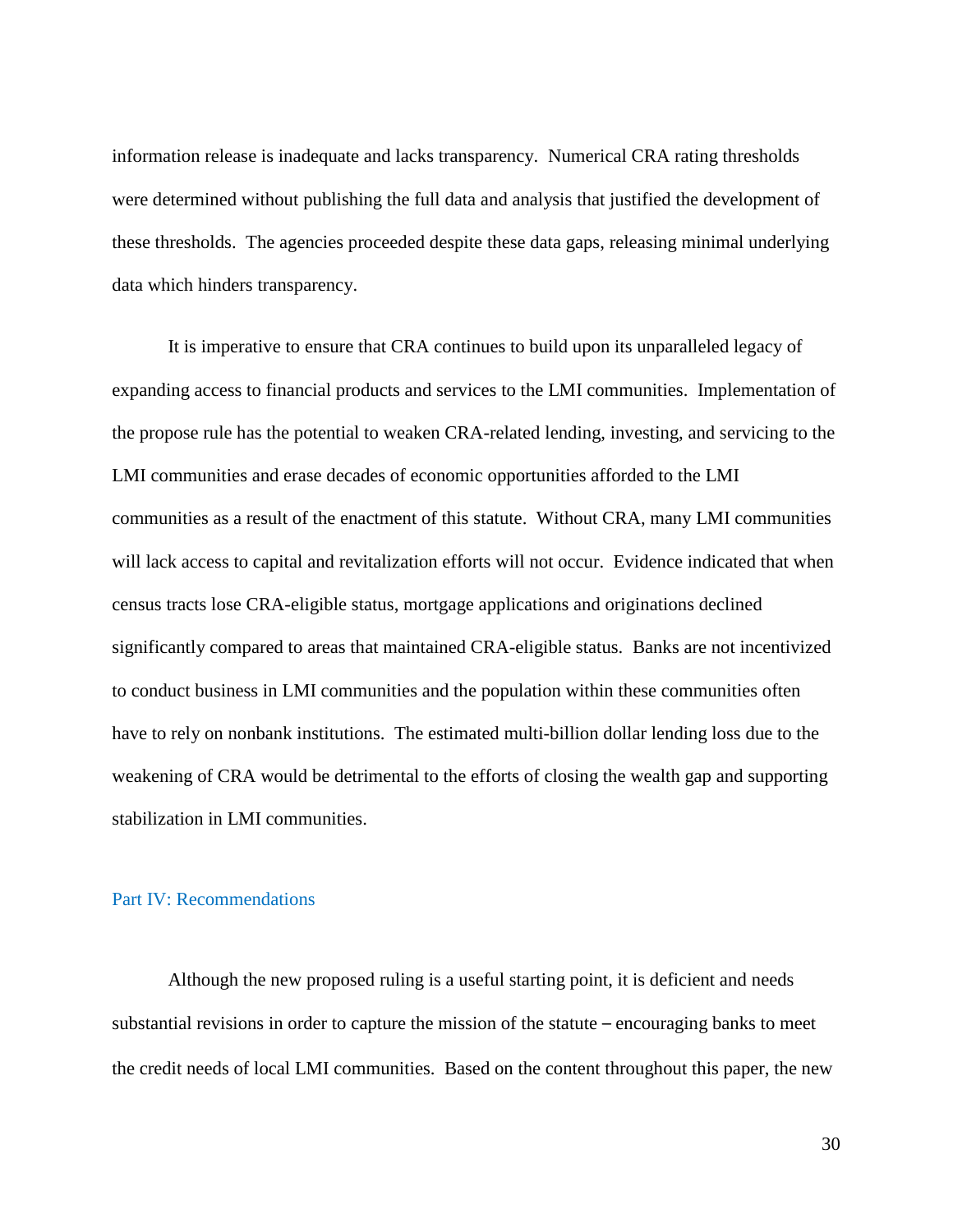information release is inadequate and lacks transparency. Numerical CRA rating thresholds were determined without publishing the full data and analysis that justified the development of these thresholds. The agencies proceeded despite these data gaps, releasing minimal underlying data which hinders transparency.

It is imperative to ensure that CRA continues to build upon its unparalleled legacy of expanding access to financial products and services to the LMI communities. Implementation of the propose rule has the potential to weaken CRA-related lending, investing, and servicing to the LMI communities and erase decades of economic opportunities afforded to the LMI communities as a result of the enactment of this statute. Without CRA, many LMI communities will lack access to capital and revitalization efforts will not occur. Evidence indicated that when census tracts lose CRA-eligible status, mortgage applications and originations declined significantly compared to areas that maintained CRA-eligible status. Banks are not incentivized to conduct business in LMI communities and the population within these communities often have to rely on nonbank institutions. The estimated multi-billion dollar lending loss due to the weakening of CRA would be detrimental to the efforts of closing the wealth gap and supporting stabilization in LMI communities.

## Part IV: Recommendations

Although the new proposed ruling is a useful starting point, it is deficient and needs substantial revisions in order to capture the mission of the statute – encouraging banks to meet the credit needs of local LMI communities. Based on the content throughout this paper, the new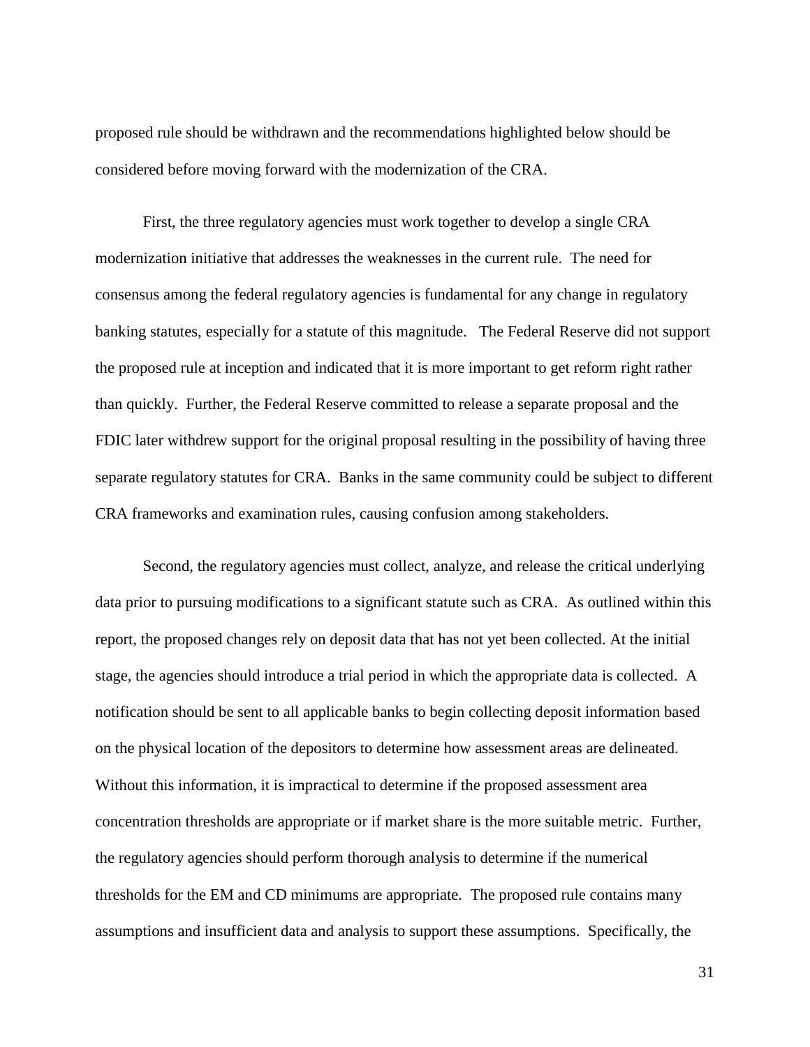proposed rule should be withdrawn and the recommendations highlighted below should be considered before moving forward with the modernization of the CRA.

First, the three regulatory agencies must work together to develop a single CRA modernization initiative that addresses the weaknesses in the current rule. The need for consensus among the federal regulatory agencies is fundamental for any change in regulatory banking statutes, especially for a statute of this magnitude. The Federal Reserve did not support the proposed rule at inception and indicated that it is more important to get reform right rather than quickly. Further, the Federal Reserve committed to release a separate proposal and the FDIC later withdrew support for the original proposal resulting in the possibility of having three separate regulatory statutes for CRA. Banks in the same community could be subject to different CRA frameworks and examination rules, causing confusion among stakeholders.

Second, the regulatory agencies must collect, analyze, and release the critical underlying data prior to pursuing modifications to a significant statute such as CRA. As outlined within this report, the proposed changes rely on deposit data that has not yet been collected. At the initial stage, the agencies should introduce a trial period in which the appropriate data is collected. A notification should be sent to all applicable banks to begin collecting deposit information based on the physical location of the depositors to determine how assessment areas are delineated. Without this information, it is impractical to determine if the proposed assessment area concentration thresholds are appropriate or if market share is the more suitable metric. Further, the regulatory agencies should perform thorough analysis to determine if the numerical thresholds for the EM and CD minimums are appropriate. The proposed rule contains many assumptions and insufficient data and analysis to support these assumptions. Specifically, the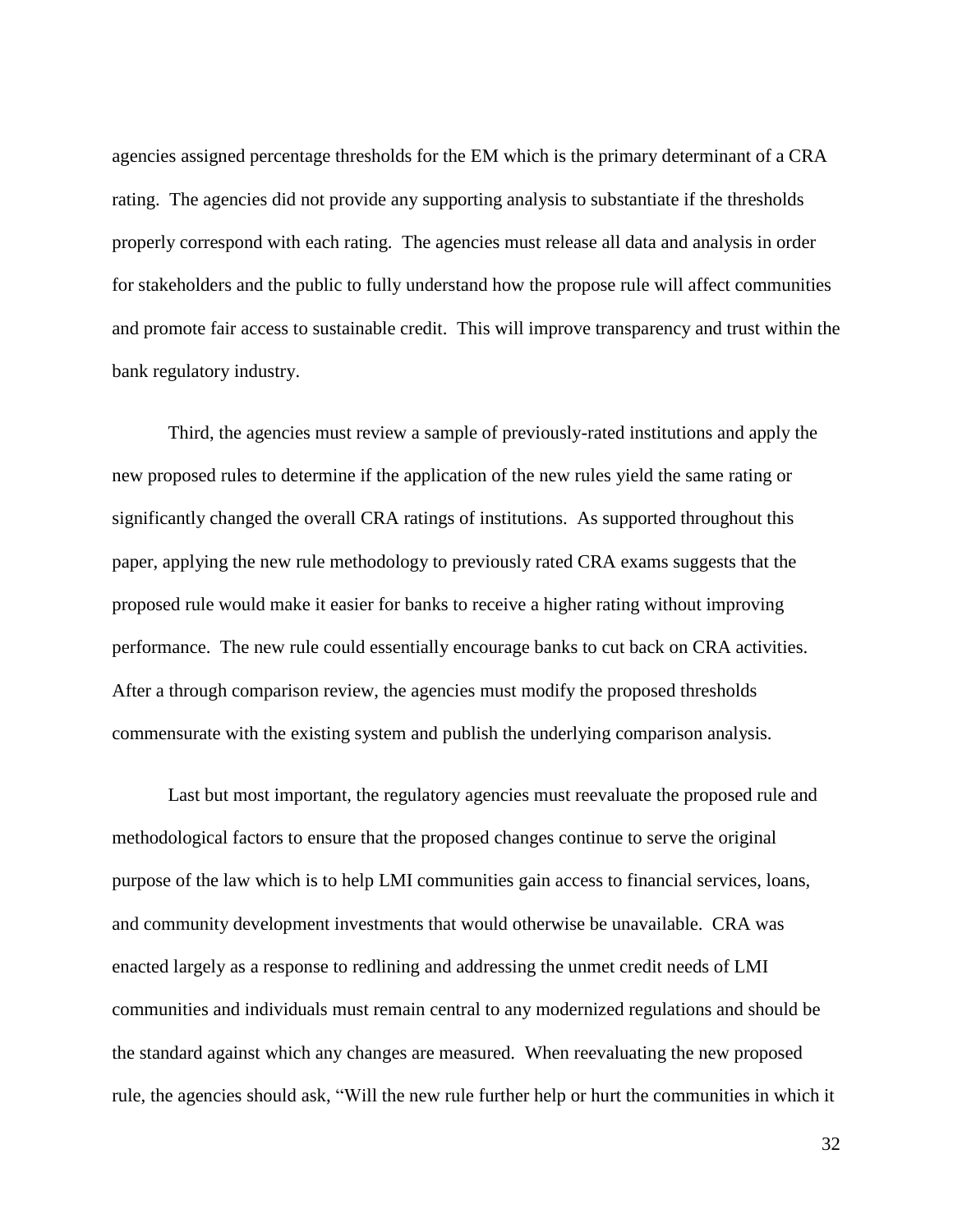agencies assigned percentage thresholds for the EM which is the primary determinant of a CRA rating. The agencies did not provide any supporting analysis to substantiate if the thresholds properly correspond with each rating. The agencies must release all data and analysis in order for stakeholders and the public to fully understand how the propose rule will affect communities and promote fair access to sustainable credit. This will improve transparency and trust within the bank regulatory industry.

Third, the agencies must review a sample of previously-rated institutions and apply the new proposed rules to determine if the application of the new rules yield the same rating or significantly changed the overall CRA ratings of institutions. As supported throughout this paper, applying the new rule methodology to previously rated CRA exams suggests that the proposed rule would make it easier for banks to receive a higher rating without improving performance. The new rule could essentially encourage banks to cut back on CRA activities. After a through comparison review, the agencies must modify the proposed thresholds commensurate with the existing system and publish the underlying comparison analysis.

Last but most important, the regulatory agencies must reevaluate the proposed rule and methodological factors to ensure that the proposed changes continue to serve the original purpose of the law which is to help LMI communities gain access to financial services, loans, and community development investments that would otherwise be unavailable. CRA was enacted largely as a response to redlining and addressing the unmet credit needs of LMI communities and individuals must remain central to any modernized regulations and should be the standard against which any changes are measured. When reevaluating the new proposed rule, the agencies should ask, "Will the new rule further help or hurt the communities in which it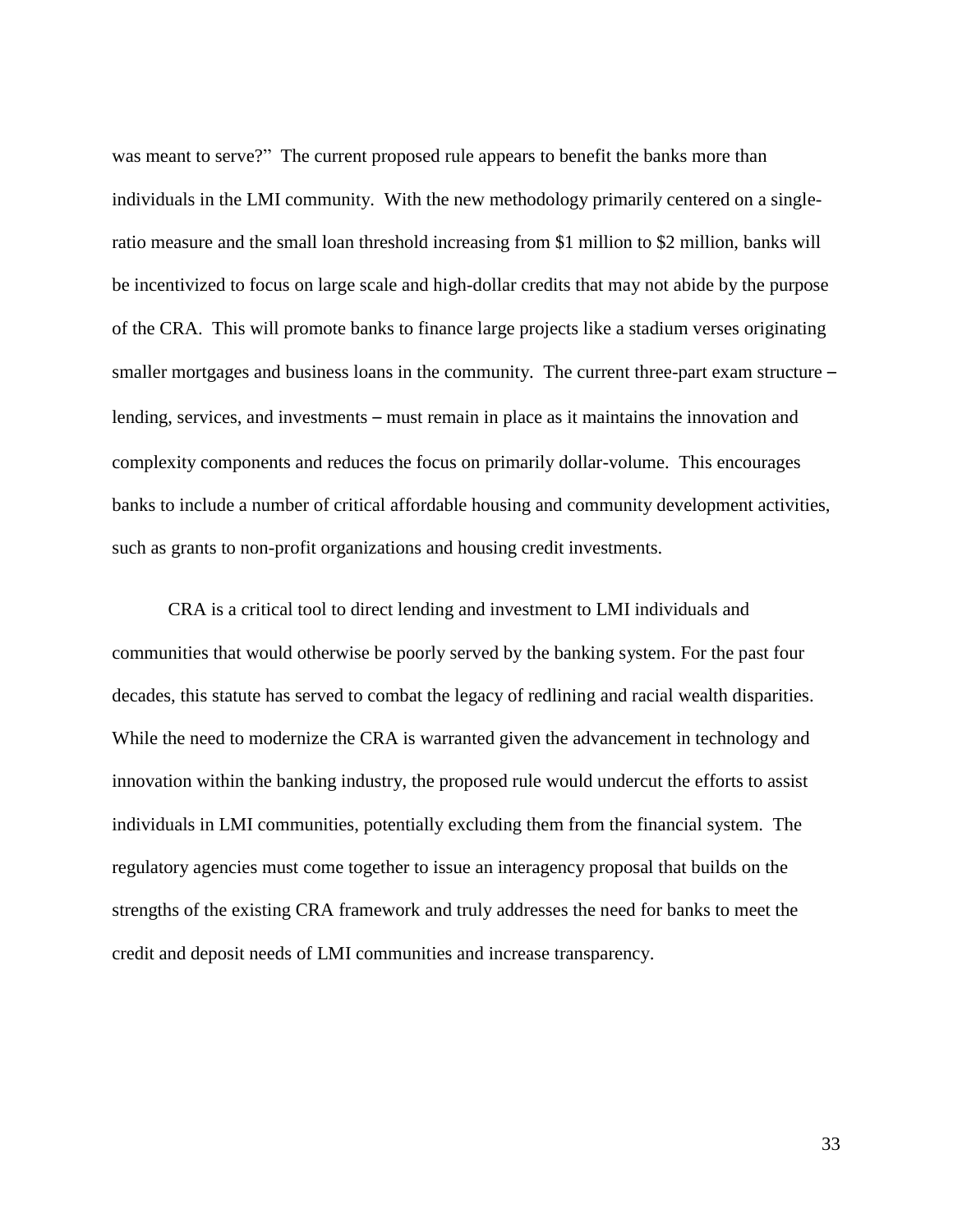was meant to serve?" The current proposed rule appears to benefit the banks more than individuals in the LMI community. With the new methodology primarily centered on a single-ratio measure and the small loan threshold increasing from $1 million to $2 million, banks will be incentivized to focus on large scale and high-dollar credits that may not abide by the purpose of the CRA. This will promote banks to finance large projects like a stadium verses originating smaller mortgages and business loans in the community. The current three-part exam structure – lending, services, and investments – must remain in place as it maintains the innovation and complexity components and reduces the focus on primarily dollar-volume. This encourages banks to include a number of critical affordable housing and community development activities, such as grants to non-profit organizations and housing credit investments.

CRA is a critical tool to direct lending and investment to LMI individuals and communities that would otherwise be poorly served by the banking system. For the past four decades, this statute has served to combat the legacy of redlining and racial wealth disparities. While the need to modernize the CRA is warranted given the advancement in technology and innovation within the banking industry, the proposed rule would undercut the efforts to assist individuals in LMI communities, potentially excluding them from the financial system. The regulatory agencies must come together to issue an interagency proposal that builds on the strengths of the existing CRA framework and truly addresses the need for banks to meet the credit and deposit needs of LMI communities and increase transparency.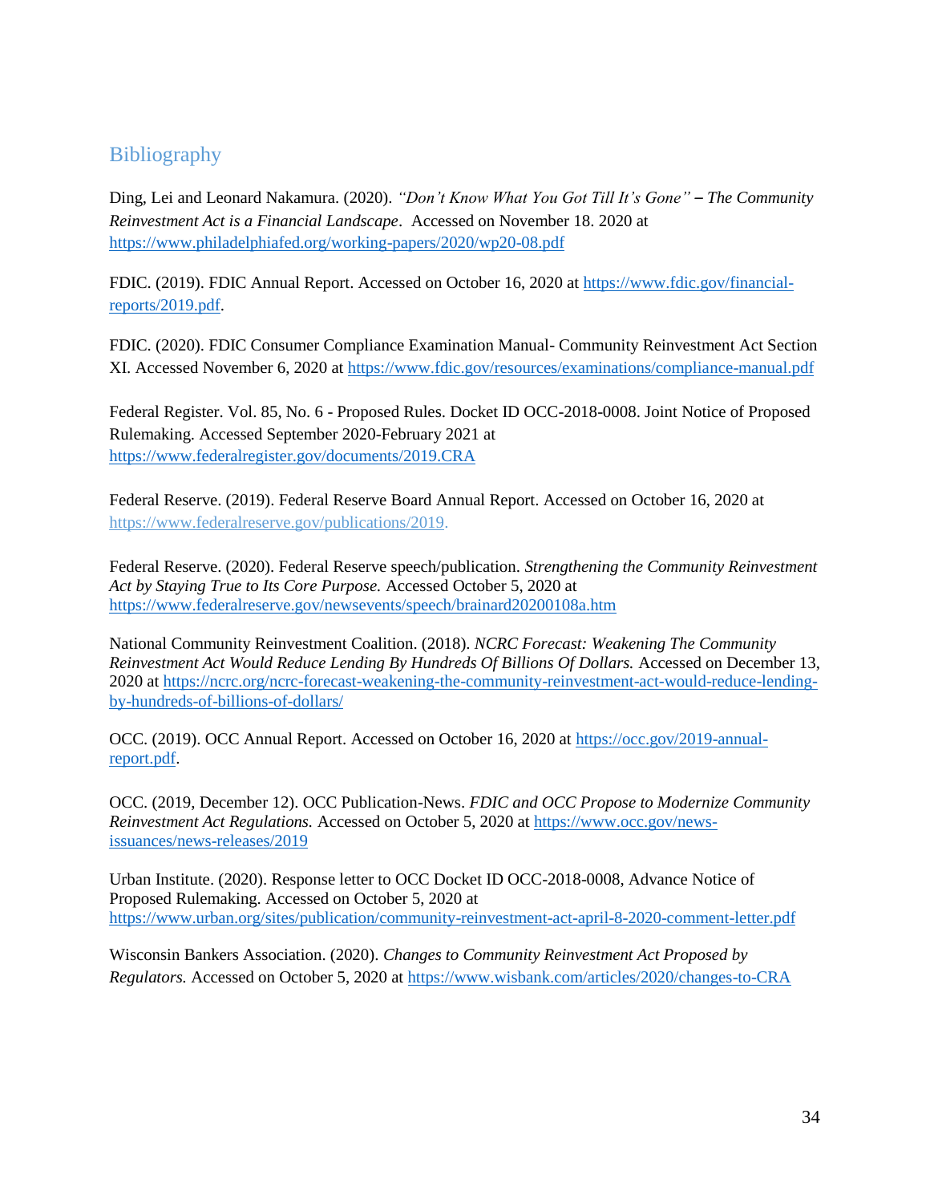## Bibliography

Ding, Lei and Leonard Nakamura. (2020). *"Don't Know What You Got Till It's Gone" – The Community Reinvestment Act is a Financial Landscape*. Accessed on November 18. 2020 at https://www.philadelphiafed.org/working-papers/2020/wp20-08.pdf

FDIC. (2019). FDIC Annual Report. Accessed on October 16, 2020 at https://www.fdic.gov/financial-reports/2019.pdf.

FDIC. (2020). FDIC Consumer Compliance Examination Manual- Community Reinvestment Act Section XI. Accessed November 6, 2020 at https://www.fdic.gov/resources/examinations/compliance-manual.pdf

Federal Register. Vol. 85, No. 6 - Proposed Rules. Docket ID OCC-2018-0008. Joint Notice of Proposed Rulemaking. Accessed September 2020-February 2021 at https://www.federalregister.gov/documents/2019.CRA

Federal Reserve. (2019). Federal Reserve Board Annual Report. Accessed on October 16, 2020 at https://www.federalreserve.gov/publications/2019.

Federal Reserve. (2020). Federal Reserve speech/publication. *Strengthening the Community Reinvestment Act by Staying True to Its Core Purpose.* Accessed October 5, 2020 at https://www.federalreserve.gov/newsevents/speech/brainard20200108a.htm

National Community Reinvestment Coalition. (2018). *NCRC Forecast: Weakening The Community Reinvestment Act Would Reduce Lending By Hundreds Of Billions Of Dollars.* Accessed on December 13, 2020 at https://ncrc.org/ncrc-forecast-weakening-the-community-reinvestment-act-would-reduce-lending-by-hundreds-of-billions-of-dollars/

OCC. (2019). OCC Annual Report. Accessed on October 16, 2020 at https://occ.gov/2019-annual-report.pdf.

OCC. (2019, December 12). OCC Publication-News. *FDIC and OCC Propose to Modernize Community Reinvestment Act Regulations.* Accessed on October 5, 2020 at https://www.occ.gov/news-issuances/news-releases/2019

Urban Institute. (2020). Response letter to OCC Docket ID OCC-2018-0008, Advance Notice of Proposed Rulemaking. Accessed on October 5, 2020 at https://www.urban.org/sites/publication/community-reinvestment-act-april-8-2020-comment-letter.pdf

Wisconsin Bankers Association. (2020). *Changes to Community Reinvestment Act Proposed by Regulators.* Accessed on October 5, 2020 at https://www.wisbank.com/articles/2020/changes-to-CRA